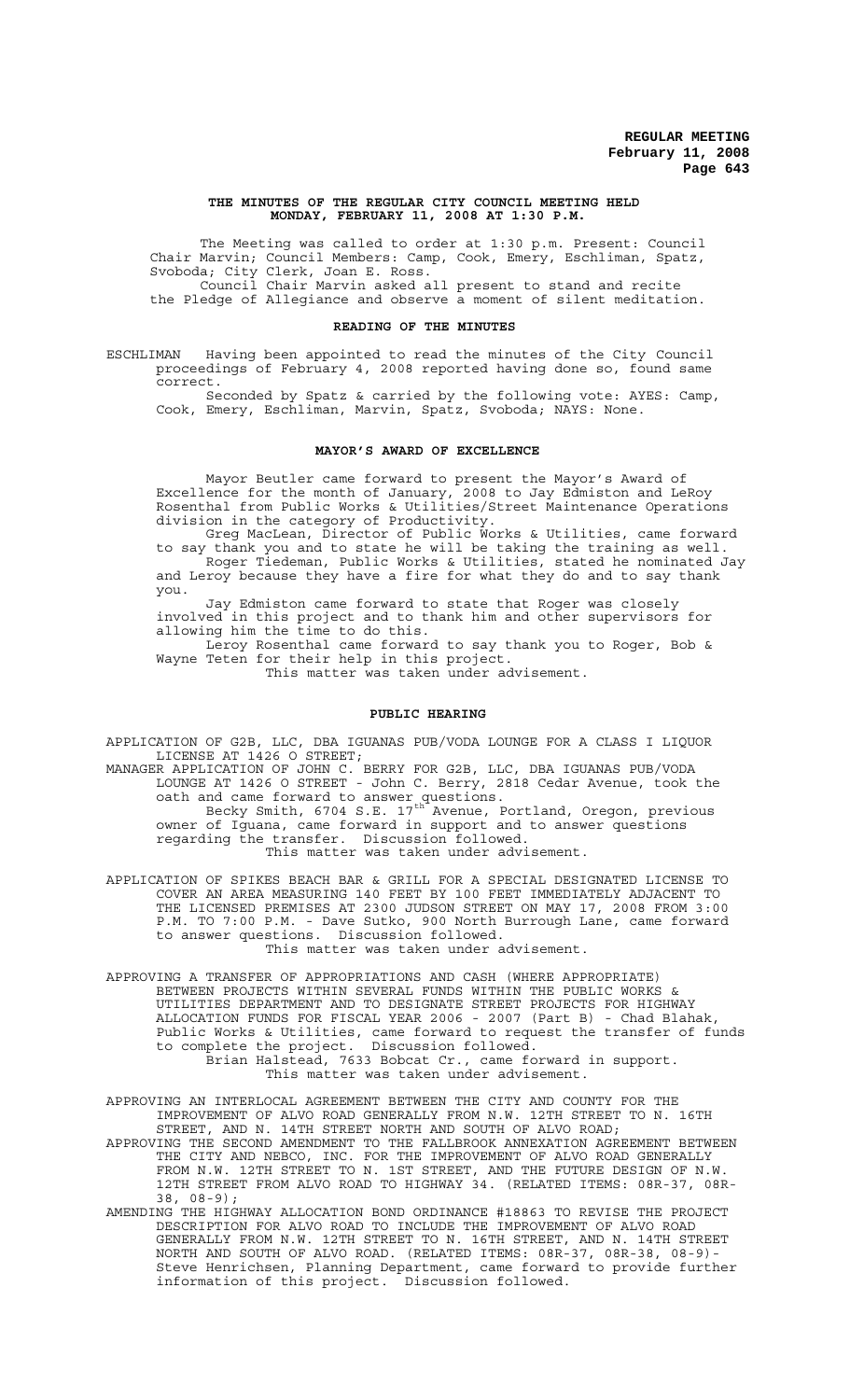# THE MINUTES OF THE REGULAR CITY COUNCIL MEETING HELD MONDAY, FEBRUARY 11, 2008 AT 1:30 P.M.

The Meeting was called to order at 1:30 p.m. Present: Council Chair Marvin; Council Members: Camp, Cook, Emery, Eschliman, Spatz, Svoboda; City Clerk, Joan E. Ross.

Council Chair Marvin asked all present to stand and recite the Pledge of Allegiance and observe a moment of silent meditation.

## READING OF THE MINUTES

ESCHLIMAN Having been appointed to read the minutes of the City Council proceedings of February 4, 2008 reported having done so, found same correct.

Seconded by Spatz & carried by the following vote: AYES: Camp, Cook, Emery, Eschliman, Marvin, Spatz, Svoboda; NAYS: None.

## MAYOR'S AWARD OF EXCELLENCE

Mayor Beutler came forward to present the Mayor's Award of Excellence for the month of January, 2008 to Jay Edmiston and LeRoy Rosenthal from Public Works & Utilities/Street Maintenance Operations division in the category of Productivity.

Greg MacLean, Director of Public Works & Utilities, came forward to say thank you and to state he will be taking the training as well.

Roger Tiedeman, Public Works & Utilities, stated he nominated Jay and Leroy because they have a fire for what they do and to say thank you.

Jay Edmiston came forward to state that Roger was closely involved in this project and to thank him and other supervisors for allowing him the time to do this.

Leroy Rosenthal came forward to say thank you to Roger, Bob & Wayne Teten for their help in this project.

This matter was taken under advisement.

## PUBLIC HEARING

APPLICATION OF G2B, LLC, DBA IGUANAS PUB/VODA LOUNGE FOR A CLASS I LIQUOR LICENSE AT 1426 O STREET;

MANAGER APPLICATION OF JOHN C. BERRY FOR G2B, LLC, DBA IGUANAS PUB/VODA LOUNGE AT 1426 O STREET - John C. Berry, 2818 Cedar Avenue, took the oath and came forward to answer questions.

Becky Smith, 6704 S.E. 17th Avenue, Portland, Oregon, previous owner of Iguana, came forward in support and to answer questions regarding the transfer. Discussion followed.

This matter was taken under advisement.

APPLICATION OF SPIKES BEACH BAR & GRILL FOR A SPECIAL DESIGNATED LICENSE TO COVER AN AREA MEASURING 140 FEET BY 100 FEET IMMEDIATELY ADJACENT TO THE LICENSED PREMISES AT 2300 JUDSON STREET ON MAY 17, 2008 FROM 3:00 P.M. TO 7:00 P.M. - Dave Sutko, 900 North Burrough Lane, came forward to answer questions. Discussion followed.

This matter was taken under advisement.

APPROVING A TRANSFER OF APPROPRIATIONS AND CASH (WHERE APPROPRIATE) BETWEEN PROJECTS WITHIN SEVERAL FUNDS WITHIN THE PUBLIC WORKS & UTILITIES DEPARTMENT AND TO DESIGNATE STREET PROJECTS FOR HIGHWAY ALLOCATION FUNDS FOR FISCAL YEAR 2006 - 2007 (Part B) - Chad Blahak, Public Works & Utilities, came forward to request the transfer of funds to complete the project. Discussion followed.

Brian Halstead, 7633 Bobcat Cr., came forward in support.

This matter was taken under advisement.

APPROVING AN INTERLOCAL AGREEMENT BETWEEN THE CITY AND COUNTY FOR THE IMPROVEMENT OF ALVO ROAD GENERALLY FROM N.W. 12TH STREET TO N. 16TH STREET, AND N. 14TH STREET NORTH AND SOUTH OF ALVO ROAD;

APPROVING THE SECOND AMENDMENT TO THE FALLBROOK ANNEXATION AGREEMENT BETWEEN THE CITY AND NEBCO, INC. FOR THE IMPROVEMENT OF ALVO ROAD GENERALLY FROM N.W. 12TH STREET TO N. 1ST STREET, AND THE FUTURE DESIGN OF N.W. 12TH STREET FROM ALVO ROAD TO HIGHWAY 34. (RELATED ITEMS: 08R-37, 08R-38, 08-9);

AMENDING THE HIGHWAY ALLOCATION BOND ORDINANCE #18863 TO REVISE THE PROJECT DESCRIPTION FOR ALVO ROAD TO INCLUDE THE IMPROVEMENT OF ALVO ROAD GENERALLY FROM N.W. 12TH STREET TO N. 16TH STREET, AND N. 14TH STREET NORTH AND SOUTH OF ALVO ROAD. (RELATED ITEMS: 08R-37, 08R-38, 08-9)- Steve Henrichsen, Planning Department, came forward to provide further information of this project. Discussion followed.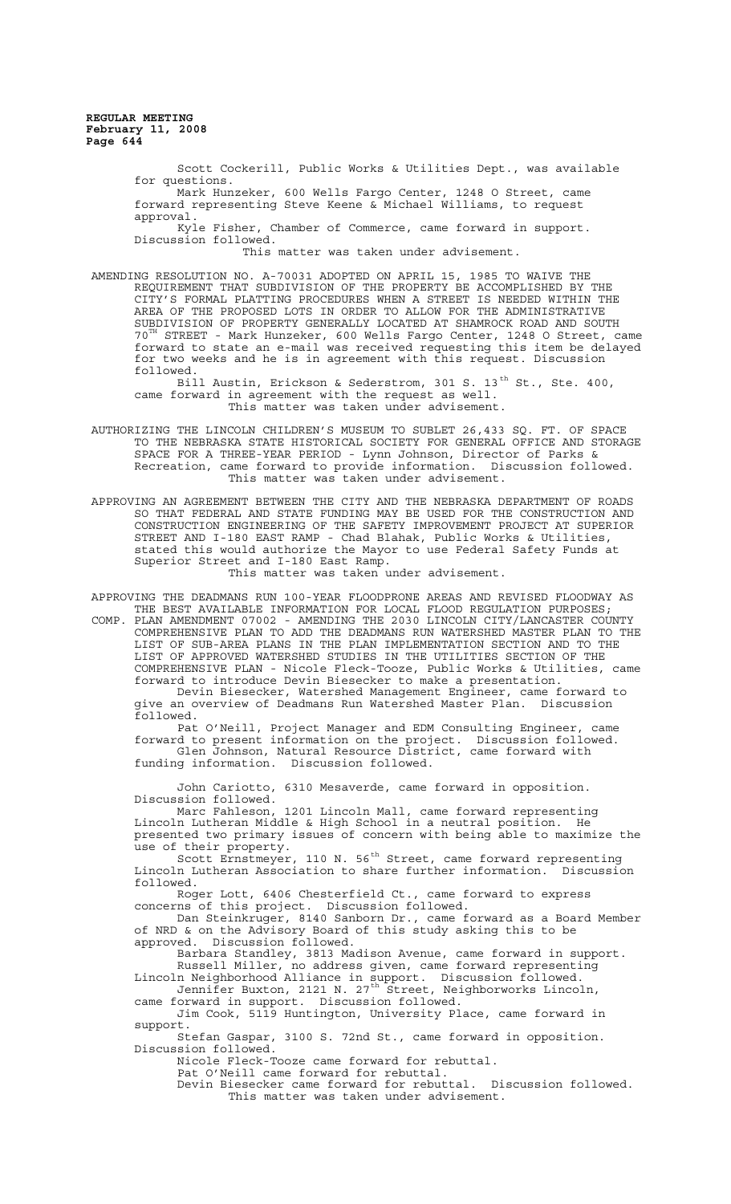Scott Cockerill, Public Works & Utilities Dept., was available for questions.

Mark Hunzeker, 600 Wells Fargo Center, 1248 O Street, came forward representing Steve Keene & Michael Williams, to request approval.

Kyle Fisher, Chamber of Commerce, came forward in support. Discussion followed.

This matter was taken under advisement.

AMENDING RESOLUTION NO. A-70031 ADOPTED ON APRIL 15, 1985 TO WAIVE THE REQUIREMENT THAT SUBDIVISION OF THE PROPERTY BE ACCOMPLISHED BY THE CITY'S FORMAL PLATTING PROCEDURES WHEN A STREET IS NEEDED WITHIN THE AREA OF THE PROPOSED LOTS IN ORDER TO ALLOW FOR THE ADMINISTRATIVE SUBDIVISION OF PROPERTY GENERALLY LOCATED AT SHAMROCK ROAD AND SOUTH 70TH STREET - Mark Hunzeker, 600 Wells Fargo Center, 1248 O Street, came forward to state an e-mail was received requesting this item be delayed for two weeks and he is in agreement with this request. Discussion followed.

Bill Austin, Erickson & Sederstrom, 301 S. 13th St., Ste. 400, came forward in agreement with the request as well.

This matter was taken under advisement.

AUTHORIZING THE LINCOLN CHILDREN'S MUSEUM TO SUBLET 26,433 SQ. FT. OF SPACE TO THE NEBRASKA STATE HISTORICAL SOCIETY FOR GENERAL OFFICE AND STORAGE SPACE FOR A THREE-YEAR PERIOD - Lynn Johnson, Director of Parks & Recreation, came forward to provide information. Discussion followed.

This matter was taken under advisement.

APPROVING AN AGREEMENT BETWEEN THE CITY AND THE NEBRASKA DEPARTMENT OF ROADS SO THAT FEDERAL AND STATE FUNDING MAY BE USED FOR THE CONSTRUCTION AND CONSTRUCTION ENGINEERING OF THE SAFETY IMPROVEMENT PROJECT AT SUPERIOR STREET AND I-180 EAST RAMP - Chad Blahak, Public Works & Utilities, stated this would authorize the Mayor to use Federal Safety Funds at Superior Street and I-180 East Ramp.

This matter was taken under advisement.

APPROVING THE DEADMANS RUN 100-YEAR FLOODPRONE AREAS AND REVISED FLOODWAY AS THE BEST AVAILABLE INFORMATION FOR LOCAL FLOOD REGULATION PURPOSES;

COMP. PLAN AMENDMENT 07002 - AMENDING THE 2030 LINCOLN CITY/LANCASTER COUNTY COMPREHENSIVE PLAN TO ADD THE DEADMANS RUN WATERSHED MASTER PLAN TO THE LIST OF SUB-AREA PLANS IN THE PLAN IMPLEMENTATION SECTION AND TO THE LIST OF APPROVED WATERSHED STUDIES IN THE UTILITIES SECTION OF THE COMPREHENSIVE PLAN - Nicole Fleck-Tooze, Public Works & Utilities, came forward to introduce Devin Biesecker to make a presentation.

Devin Biesecker, Watershed Management Engineer, came forward to give an overview of Deadmans Run Watershed Master Plan. Discussion followed.

Pat O'Neill, Project Manager and EDM Consulting Engineer, came forward to present information on the project. Discussion followed.

Glen Johnson, Natural Resource District, came forward with funding information. Discussion followed.

John Cariotto, 6310 Mesaverde, came forward in opposition. Discussion followed.

Marc Fahleson, 1201 Lincoln Mall, came forward representing Lincoln Lutheran Middle & High School in a neutral position. He presented two primary issues of concern with being able to maximize the use of their property.

Scott Ernstmeyer, 110 N. 56th Street, came forward representing Lincoln Lutheran Association to share further information. Discussion followed.

Roger Lott, 6406 Chesterfield Ct., came forward to express concerns of this project. Discussion followed.

Dan Steinkruger, 8140 Sanborn Dr., came forward as a Board Member of NRD & on the Advisory Board of this study asking this to be approved. Discussion followed.

Barbara Standley, 3813 Madison Avenue, came forward in support.

Russell Miller, no address given, came forward representing Lincoln Neighborhood Alliance in support. Discussion followed.

Jennifer Buxton, 2121 N. 27th Street, Neighborworks Lincoln, came forward in support. Discussion followed.

Jim Cook, 5119 Huntington, University Place, came forward in support.

Stefan Gaspar, 3100 S. 72nd St., came forward in opposition. Discussion followed.

Nicole Fleck-Tooze came forward for rebuttal.

Pat O'Neill came forward for rebuttal.

Devin Biesecker came forward for rebuttal. Discussion followed.

This matter was taken under advisement.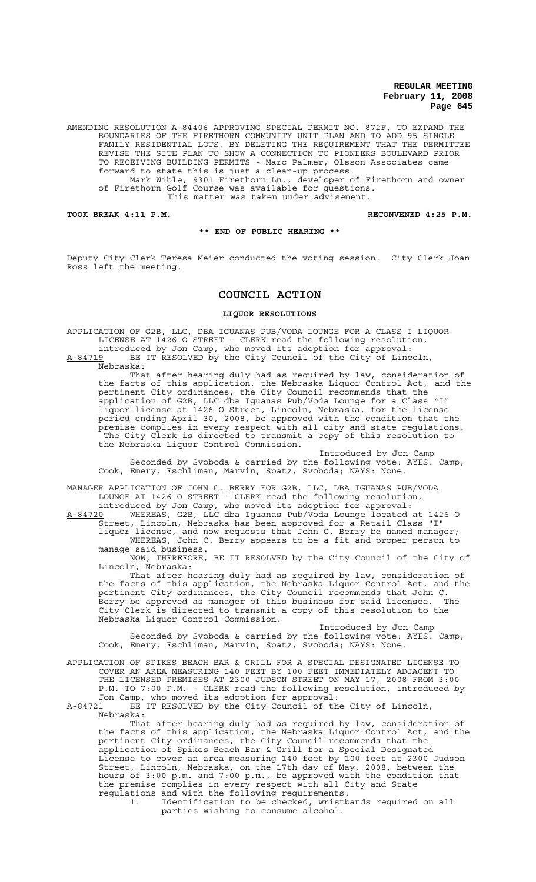AMENDING RESOLUTION A-84406 APPROVING SPECIAL PERMIT NO. 872F, TO EXPAND THE BOUNDARIES OF THE FIRETHORN COMMUNITY UNIT PLAN AND TO ADD 95 SINGLE FAMILY RESIDENTIAL LOTS, BY DELETING THE REQUIREMENT THAT THE PERMITTEE REVISE THE SITE PLAN TO SHOW A CONNECTION TO PIONEERS BOULEVARD PRIOR TO RECEIVING BUILDING PERMITS - Marc Palmer, Olsson Associates came forward to state this is just a clean-up process.

Mark Wible, 9301 Firethorn Ln., developer of Firethorn and owner of Firethorn Golf Course was available for questions.

This matter was taken under advisement.

**TOOK BREAK 4:11 P.M.** **RECONVENED 4:25 P.M.**

**\*\* END OF PUBLIC HEARING \*\***

Deputy City Clerk Teresa Meier conducted the voting session. City Clerk Joan Ross left the meeting.

# COUNCIL ACTION

## LIQUOR RESOLUTIONS

APPLICATION OF G2B, LLC, DBA IGUANAS PUB/VODA LOUNGE FOR A CLASS I LIQUOR LICENSE AT 1426 O STREET - CLERK read the following resolution, introduced by Jon Camp, who moved its adoption for approval:

A-84719 BE IT RESOLVED by the City Council of the City of Lincoln, Nebraska:

That after hearing duly had as required by law, consideration of the facts of this application, the Nebraska Liquor Control Act, and the pertinent City ordinances, the City Council recommends that the application of G2B, LLC dba Iguanas Pub/Voda Lounge for a Class "I" liquor license at 1426 O Street, Lincoln, Nebraska, for the license period ending April 30, 2008, be approved with the condition that the premise complies in every respect with all city and state regulations. The City Clerk is directed to transmit a copy of this resolution to the Nebraska Liquor Control Commission.

Introduced by Jon Camp

Seconded by Svoboda & carried by the following vote: AYES: Camp, Cook, Emery, Eschliman, Marvin, Spatz, Svoboda; NAYS: None.

MANAGER APPLICATION OF JOHN C. BERRY FOR G2B, LLC, DBA IGUANAS PUB/VODA LOUNGE AT 1426 O STREET - CLERK read the following resolution, introduced by Jon Camp, who moved its adoption for approval:

A-84720 WHEREAS, G2B, LLC dba Iguanas Pub/Voda Lounge located at 1426 O Street, Lincoln, Nebraska has been approved for a Retail Class "I" liquor license, and now requests that John C. Berry be named manager;

WHEREAS, John C. Berry appears to be a fit and proper person to manage said business.

NOW, THEREFORE, BE IT RESOLVED by the City Council of the City of Lincoln, Nebraska:

That after hearing duly had as required by law, consideration of the facts of this application, the Nebraska Liquor Control Act, and the pertinent City ordinances, the City Council recommends that John C. Berry be approved as manager of this business for said licensee. The City Clerk is directed to transmit a copy of this resolution to the Nebraska Liquor Control Commission.

Introduced by Jon Camp

Seconded by Svoboda & carried by the following vote: AYES: Camp, Cook, Emery, Eschliman, Marvin, Spatz, Svoboda; NAYS: None.

APPLICATION OF SPIKES BEACH BAR & GRILL FOR A SPECIAL DESIGNATED LICENSE TO COVER AN AREA MEASURING 140 FEET BY 100 FEET IMMEDIATELY ADJACENT TO THE LICENSED PREMISES AT 2300 JUDSON STREET ON MAY 17, 2008 FROM 3:00 P.M. TO 7:00 P.M. - CLERK read the following resolution, introduced by Jon Camp, who moved its adoption for approval:

A-84721 BE IT RESOLVED by the City Council of the City of Lincoln, Nebraska:

That after hearing duly had as required by law, consideration of the facts of this application, the Nebraska Liquor Control Act, and the pertinent City ordinances, the City Council recommends that the application of Spikes Beach Bar & Grill for a Special Designated License to cover an area measuring 140 feet by 100 feet at 2300 Judson Street, Lincoln, Nebraska, on the 17th day of May, 2008, between the hours of 3:00 p.m. and 7:00 p.m., be approved with the condition that the premise complies in every respect with all City and State regulations and with the following requirements:

1. Identification to be checked, wristbands required on all parties wishing to consume alcohol.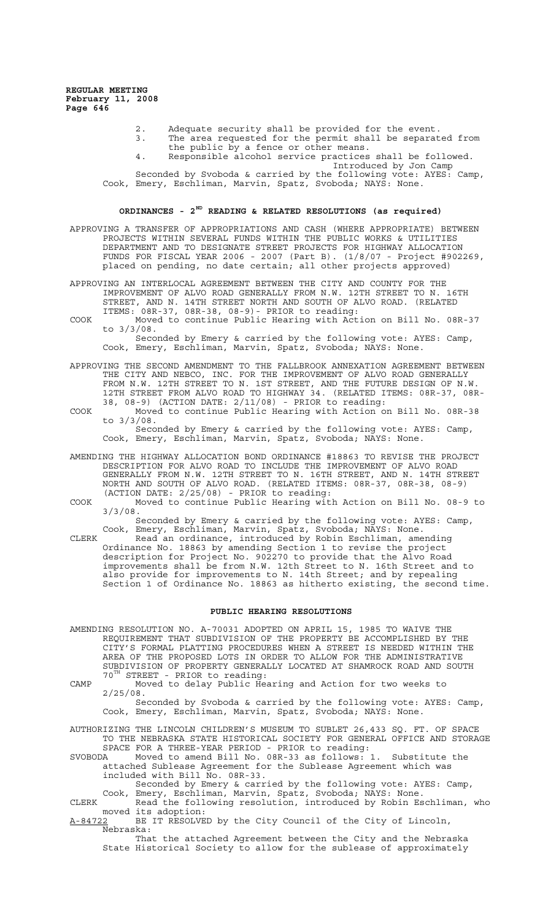2. Adequate security shall be provided for the event.
3. The area requested for the permit shall be separated from the public by a fence or other means.
4. Responsible alcohol service practices shall be followed.

Introduced by Jon Camp

Seconded by Svoboda & carried by the following vote: AYES: Camp, Cook, Emery, Eschliman, Marvin, Spatz, Svoboda; NAYS: None.

## ORDINANCES - 2ND READING & RELATED RESOLUTIONS (as required)

APPROVING A TRANSFER OF APPROPRIATIONS AND CASH (WHERE APPROPRIATE) BETWEEN PROJECTS WITHIN SEVERAL FUNDS WITHIN THE PUBLIC WORKS & UTILITIES DEPARTMENT AND TO DESIGNATE STREET PROJECTS FOR HIGHWAY ALLOCATION FUNDS FOR FISCAL YEAR 2006 - 2007 (Part B). (1/8/07 - Project #902269, placed on pending, no date certain; all other projects approved)

APPROVING AN INTERLOCAL AGREEMENT BETWEEN THE CITY AND COUNTY FOR THE IMPROVEMENT OF ALVO ROAD GENERALLY FROM N.W. 12TH STREET TO N. 16TH STREET, AND N. 14TH STREET NORTH AND SOUTH OF ALVO ROAD. (RELATED ITEMS: 08R-37, 08R-38, 08-9)- PRIOR to reading:

COOK Moved to continue Public Hearing with Action on Bill No. 08R-37 to 3/3/08.

Seconded by Emery & carried by the following vote: AYES: Camp, Cook, Emery, Eschliman, Marvin, Spatz, Svoboda; NAYS: None.

APPROVING THE SECOND AMENDMENT TO THE FALLBROOK ANNEXATION AGREEMENT BETWEEN THE CITY AND NEBCO, INC. FOR THE IMPROVEMENT OF ALVO ROAD GENERALLY FROM N.W. 12TH STREET TO N. 1ST STREET, AND THE FUTURE DESIGN OF N.W. 12TH STREET FROM ALVO ROAD TO HIGHWAY 34. (RELATED ITEMS: 08R-37, 08R-38, 08-9) (ACTION DATE: 2/11/08) - PRIOR to reading:

COOK Moved to continue Public Hearing with Action on Bill No. 08R-38 to 3/3/08.

Seconded by Emery & carried by the following vote: AYES: Camp, Cook, Emery, Eschliman, Marvin, Spatz, Svoboda; NAYS: None.

AMENDING THE HIGHWAY ALLOCATION BOND ORDINANCE #18863 TO REVISE THE PROJECT DESCRIPTION FOR ALVO ROAD TO INCLUDE THE IMPROVEMENT OF ALVO ROAD GENERALLY FROM N.W. 12TH STREET TO N. 16TH STREET, AND N. 14TH STREET NORTH AND SOUTH OF ALVO ROAD. (RELATED ITEMS: 08R-37, 08R-38, 08-9) (ACTION DATE: 2/25/08) - PRIOR to reading:

COOK Moved to continue Public Hearing with Action on Bill No. 08-9 to 3/3/08.

Seconded by Emery & carried by the following vote: AYES: Camp, Cook, Emery, Eschliman, Marvin, Spatz, Svoboda; NAYS: None.

CLERK Read an ordinance, introduced by Robin Eschliman, amending Ordinance No. 18863 by amending Section 1 to revise the project description for Project No. 902270 to provide that the Alvo Road improvements shall be from N.W. 12th Street to N. 16th Street and to also provide for improvements to N. 14th Street; and by repealing Section 1 of Ordinance No. 18863 as hitherto existing, the second time.

## PUBLIC HEARING RESOLUTIONS

AMENDING RESOLUTION NO. A-70031 ADOPTED ON APRIL 15, 1985 TO WAIVE THE REQUIREMENT THAT SUBDIVISION OF THE PROPERTY BE ACCOMPLISHED BY THE CITY'S FORMAL PLATTING PROCEDURES WHEN A STREET IS NEEDED WITHIN THE AREA OF THE PROPOSED LOTS IN ORDER TO ALLOW FOR THE ADMINISTRATIVE SUBDIVISION OF PROPERTY GENERALLY LOCATED AT SHAMROCK ROAD AND SOUTH 70TH STREET - PRIOR to reading:

CAMP Moved to delay Public Hearing and Action for two weeks to 2/25/08.

Seconded by Svoboda & carried by the following vote: AYES: Camp, Cook, Emery, Eschliman, Marvin, Spatz, Svoboda; NAYS: None.

AUTHORIZING THE LINCOLN CHILDREN'S MUSEUM TO SUBLET 26,433 SQ. FT. OF SPACE TO THE NEBRASKA STATE HISTORICAL SOCIETY FOR GENERAL OFFICE AND STORAGE SPACE FOR A THREE-YEAR PERIOD - PRIOR to reading:

SVOBODA Moved to amend Bill No. 08R-33 as follows: 1. Substitute the attached Sublease Agreement for the Sublease Agreement which was included with Bill No. 08R-33.

Seconded by Emery & carried by the following vote: AYES: Camp, Cook, Emery, Eschliman, Marvin, Spatz, Svoboda; NAYS: None.

CLERK Read the following resolution, introduced by Robin Eschliman, who moved its adoption:

A-84722 BE IT RESOLVED by the City Council of the City of Lincoln, Nebraska:

That the attached Agreement between the City and the Nebraska State Historical Society to allow for the sublease of approximately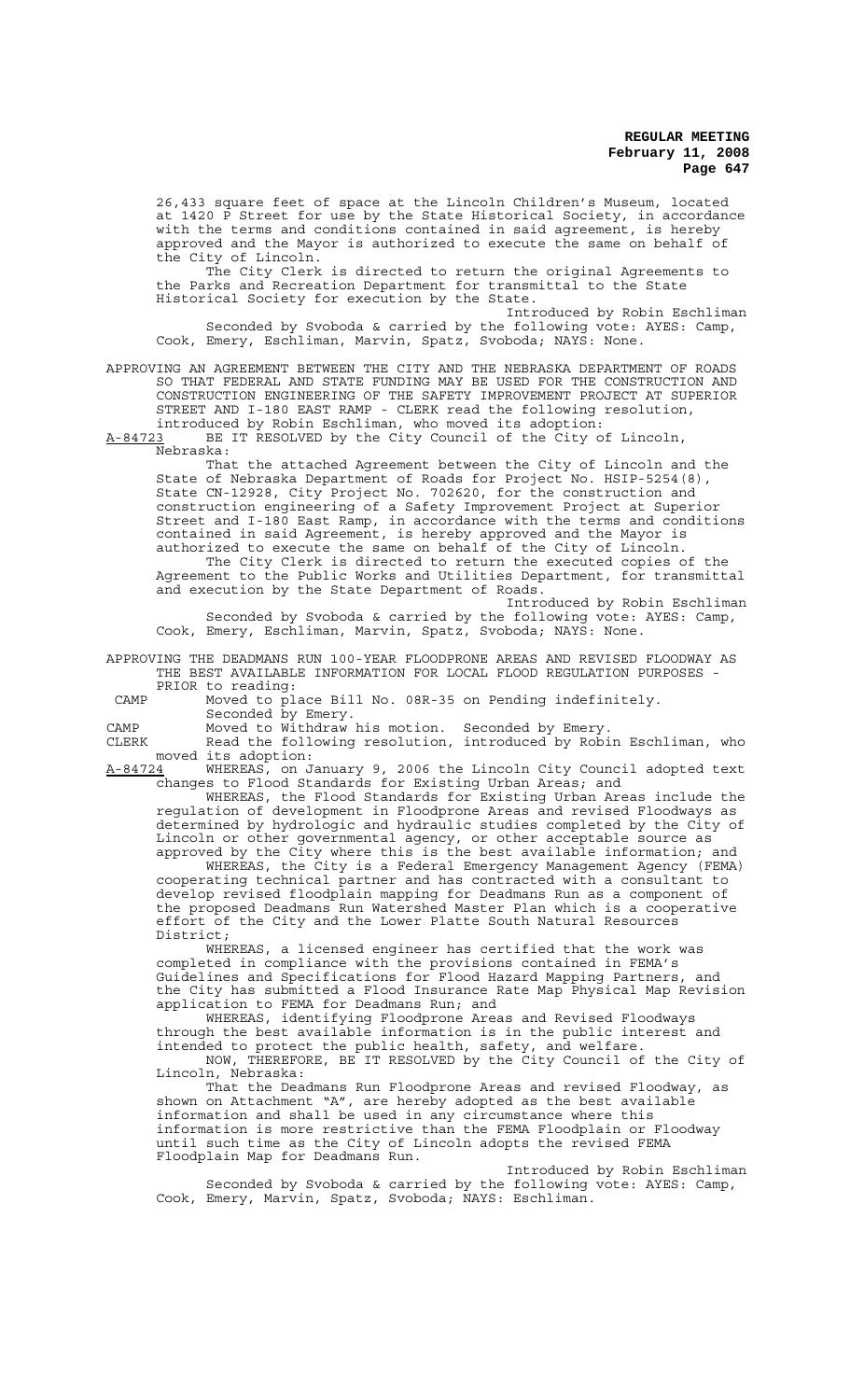26,433 square feet of space at the Lincoln Children's Museum, located at 1420 P Street for use by the State Historical Society, in accordance with the terms and conditions contained in said agreement, is hereby approved and the Mayor is authorized to execute the same on behalf of the City of Lincoln.

The City Clerk is directed to return the original Agreements to the Parks and Recreation Department for transmittal to the State Historical Society for execution by the State.

Introduced by Robin Eschliman

Seconded by Svoboda & carried by the following vote: AYES: Camp, Cook, Emery, Eschliman, Marvin, Spatz, Svoboda; NAYS: None.

APPROVING AN AGREEMENT BETWEEN THE CITY AND THE NEBRASKA DEPARTMENT OF ROADS SO THAT FEDERAL AND STATE FUNDING MAY BE USED FOR THE CONSTRUCTION AND CONSTRUCTION ENGINEERING OF THE SAFETY IMPROVEMENT PROJECT AT SUPERIOR STREET AND I-180 EAST RAMP - CLERK read the following resolution, introduced by Robin Eschliman, who moved its adoption:

A-84723 BE IT RESOLVED by the City Council of the City of Lincoln, Nebraska:

That the attached Agreement between the City of Lincoln and the State of Nebraska Department of Roads for Project No. HSIP-5254(8), State CN-12928, City Project No. 702620, for the construction and construction engineering of a Safety Improvement Project at Superior Street and I-180 East Ramp, in accordance with the terms and conditions contained in said Agreement, is hereby approved and the Mayor is authorized to execute the same on behalf of the City of Lincoln.

The City Clerk is directed to return the executed copies of the Agreement to the Public Works and Utilities Department, for transmittal and execution by the State Department of Roads.

Introduced by Robin Eschliman

Seconded by Svoboda & carried by the following vote: AYES: Camp, Cook, Emery, Eschliman, Marvin, Spatz, Svoboda; NAYS: None.

APPROVING THE DEADMANS RUN 100-YEAR FLOODPRONE AREAS AND REVISED FLOODWAY AS THE BEST AVAILABLE INFORMATION FOR LOCAL FLOOD REGULATION PURPOSES - PRIOR to reading:

CAMP Moved to place Bill No. 08R-35 on Pending indefinitely.
Seconded by Emery.

CAMP Moved to Withdraw his motion. Seconded by Emery.

CLERK Read the following resolution, introduced by Robin Eschliman, who moved its adoption:

A-84724 WHEREAS, on January 9, 2006 the Lincoln City Council adopted text changes to Flood Standards for Existing Urban Areas; and

WHEREAS, the Flood Standards for Existing Urban Areas include the regulation of development in Floodprone Areas and revised Floodways as determined by hydrologic and hydraulic studies completed by the City of Lincoln or other governmental agency, or other acceptable source as approved by the City where this is the best available information; and

WHEREAS, the City is a Federal Emergency Management Agency (FEMA) cooperating technical partner and has contracted with a consultant to develop revised floodplain mapping for Deadmans Run as a component of the proposed Deadmans Run Watershed Master Plan which is a cooperative effort of the City and the Lower Platte South Natural Resources District;

WHEREAS, a licensed engineer has certified that the work was completed in compliance with the provisions contained in FEMA's Guidelines and Specifications for Flood Hazard Mapping Partners, and the City has submitted a Flood Insurance Rate Map Physical Map Revision application to FEMA for Deadmans Run; and

WHEREAS, identifying Floodprone Areas and Revised Floodways through the best available information is in the public interest and intended to protect the public health, safety, and welfare.

NOW, THEREFORE, BE IT RESOLVED by the City Council of the City of Lincoln, Nebraska:

That the Deadmans Run Floodprone Areas and revised Floodway, as shown on Attachment "A", are hereby adopted as the best available information and shall be used in any circumstance where this information is more restrictive than the FEMA Floodplain or Floodway until such time as the City of Lincoln adopts the revised FEMA Floodplain Map for Deadmans Run.

Introduced by Robin Eschliman

Seconded by Svoboda & carried by the following vote: AYES: Camp, Cook, Emery, Marvin, Spatz, Svoboda; NAYS: Eschliman.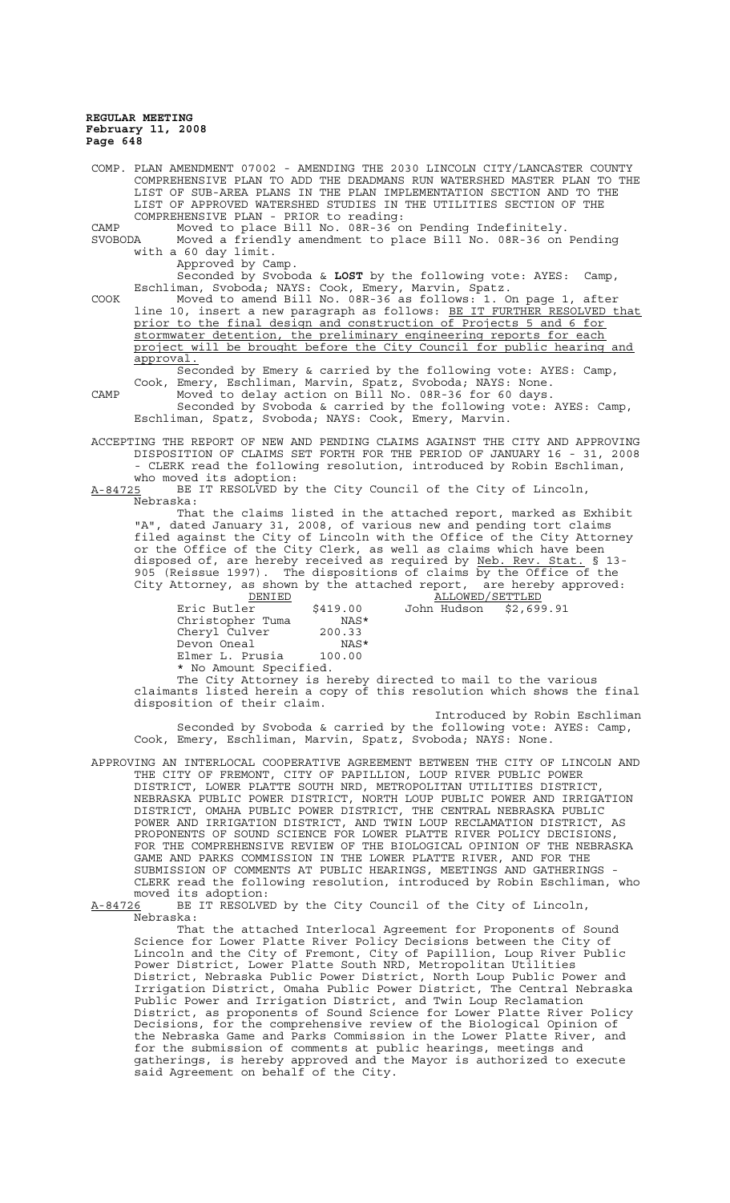COMP. PLAN AMENDMENT 07002 - AMENDING THE 2030 LINCOLN CITY/LANCASTER COUNTY COMPREHENSIVE PLAN TO ADD THE DEADMANS RUN WATERSHED MASTER PLAN TO THE LIST OF SUB-AREA PLANS IN THE PLAN IMPLEMENTATION SECTION AND TO THE LIST OF APPROVED WATERSHED STUDIES IN THE UTILITIES SECTION OF THE COMPREHENSIVE PLAN - PRIOR to reading:

CAMP Moved to place Bill No. 08R-36 on Pending Indefinitely.

SVOBODA Moved a friendly amendment to place Bill No. 08R-36 on Pending with a 60 day limit.

Approved by Camp.

Seconded by Svoboda & **LOST** by the following vote: AYES: Camp, Eschliman, Svoboda; NAYS: Cook, Emery, Marvin, Spatz.

COOK Moved to amend Bill No. 08R-36 as follows: 1. On page 1, after line 10, insert a new paragraph as follows: <u>BE IT FURTHER RESOLVED that prior to the final design and construction of Projects 5 and 6 for stormwater detention, the preliminary engineering reports for each project will be brought before the City Council for public hearing and approval.</u>

Seconded by Emery & carried by the following vote: AYES: Camp, Cook, Emery, Eschliman, Marvin, Spatz, Svoboda; NAYS: None.

CAMP Moved to delay action on Bill No. 08R-36 for 60 days.

Seconded by Svoboda & carried by the following vote: AYES: Camp, Eschliman, Spatz, Svoboda; NAYS: Cook, Emery, Marvin.

ACCEPTING THE REPORT OF NEW AND PENDING CLAIMS AGAINST THE CITY AND APPROVING DISPOSITION OF CLAIMS SET FORTH FOR THE PERIOD OF JANUARY 16 - 31, 2008 - CLERK read the following resolution, introduced by Robin Eschliman, who moved its adoption:

<u>A-84725</u> BE IT RESOLVED by the City Council of the City of Lincoln, Nebraska:

That the claims listed in the attached report, marked as Exhibit "A", dated January 31, 2008, of various new and pending tort claims filed against the City of Lincoln with the Office of the City Attorney or the Office of the City Clerk, as well as claims which have been disposed of, are hereby received as required by <u>Neb. Rev. Stat.</u> § 13-905 (Reissue 1997). The dispositions of claims by the Office of the City Attorney, as shown by the attached report, are hereby approved:

| <u>DENIED</u> | | <u>ALLOWED/SETTLED</u> | |
|---|---|---|---|
| Eric Butler | $419.00 | John Hudson | $2,699.91 |
| Christopher Tuma | NAS* | | |
| Cheryl Culver | 200.33 | | |
| Devon Oneal | NAS* | | |
| Elmer L. Prusia | 100.00 | | |

* No Amount Specified.

The City Attorney is hereby directed to mail to the various claimants listed herein a copy of this resolution which shows the final disposition of their claim.

Introduced by Robin Eschliman

Seconded by Svoboda & carried by the following vote: AYES: Camp, Cook, Emery, Eschliman, Marvin, Spatz, Svoboda; NAYS: None.

APPROVING AN INTERLOCAL COOPERATIVE AGREEMENT BETWEEN THE CITY OF LINCOLN AND THE CITY OF FREMONT, CITY OF PAPILLION, LOUP RIVER PUBLIC POWER DISTRICT, LOWER PLATTE SOUTH NRD, METROPOLITAN UTILITIES DISTRICT, NEBRASKA PUBLIC POWER DISTRICT, NORTH LOUP PUBLIC POWER AND IRRIGATION DISTRICT, OMAHA PUBLIC POWER DISTRICT, THE CENTRAL NEBRASKA PUBLIC POWER AND IRRIGATION DISTRICT, AND TWIN LOUP RECLAMATION DISTRICT, AS PROPONENTS OF SOUND SCIENCE FOR LOWER PLATTE RIVER POLICY DECISIONS, FOR THE COMPREHENSIVE REVIEW OF THE BIOLOGICAL OPINION OF THE NEBRASKA GAME AND PARKS COMMISSION IN THE LOWER PLATTE RIVER, AND FOR THE SUBMISSION OF COMMENTS AT PUBLIC HEARINGS, MEETINGS AND GATHERINGS - CLERK read the following resolution, introduced by Robin Eschliman, who moved its adoption:

<u>A-84726</u> BE IT RESOLVED by the City Council of the City of Lincoln, Nebraska:

That the attached Interlocal Agreement for Proponents of Sound Science for Lower Platte River Policy Decisions between the City of Lincoln and the City of Fremont, City of Papillion, Loup River Public Power District, Lower Platte South NRD, Metropolitan Utilities District, Nebraska Public Power District, North Loup Public Power and Irrigation District, Omaha Public Power District, The Central Nebraska Public Power and Irrigation District, and Twin Loup Reclamation District, as proponents of Sound Science for Lower Platte River Policy Decisions, for the comprehensive review of the Biological Opinion of the Nebraska Game and Parks Commission in the Lower Platte River, and for the submission of comments at public hearings, meetings and gatherings, is hereby approved and the Mayor is authorized to execute said Agreement on behalf of the City.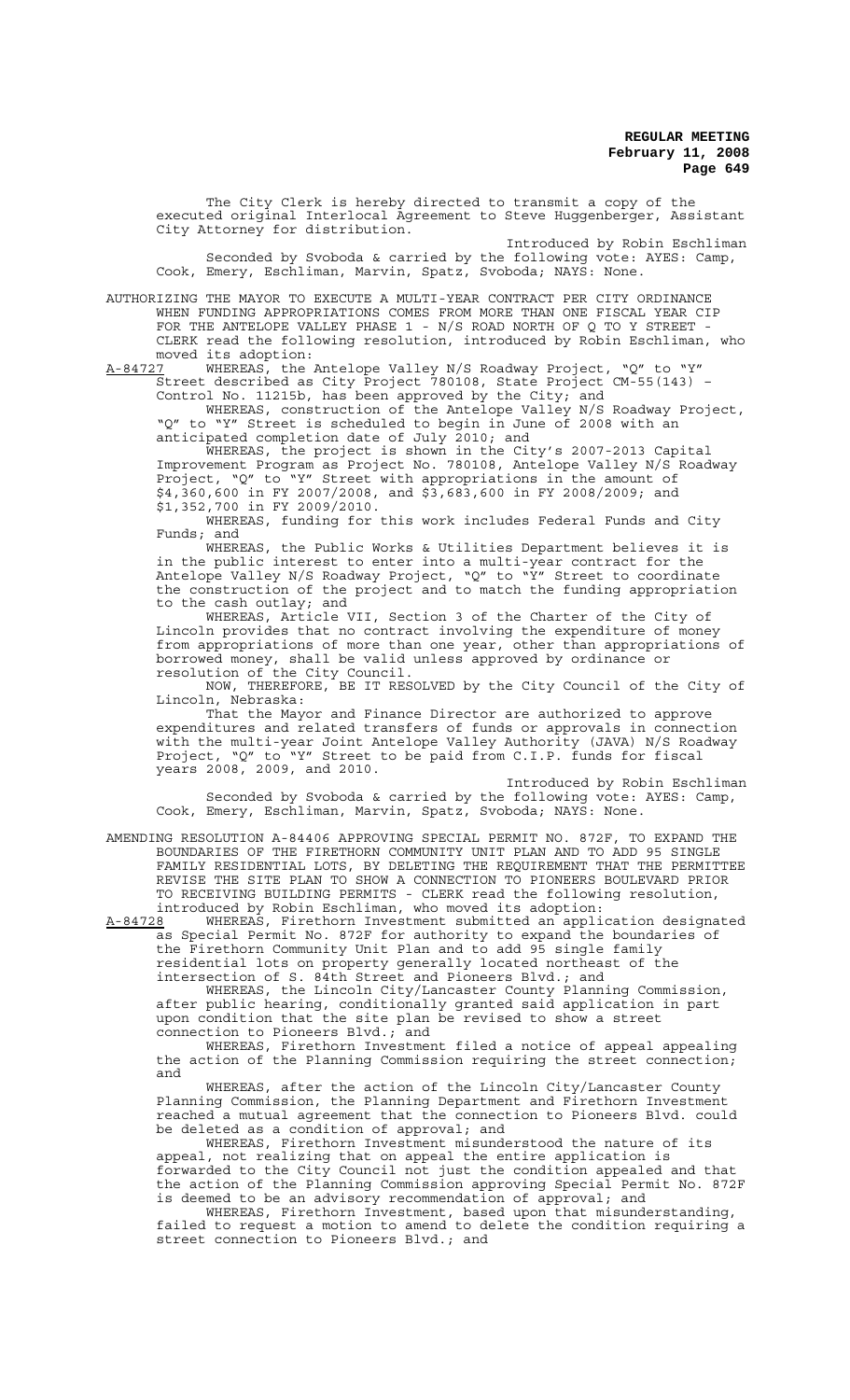The City Clerk is hereby directed to transmit a copy of the executed original Interlocal Agreement to Steve Huggenberger, Assistant City Attorney for distribution.

Introduced by Robin Eschliman

Seconded by Svoboda & carried by the following vote: AYES: Camp, Cook, Emery, Eschliman, Marvin, Spatz, Svoboda; NAYS: None.

AUTHORIZING THE MAYOR TO EXECUTE A MULTI-YEAR CONTRACT PER CITY ORDINANCE WHEN FUNDING APPROPRIATIONS COMES FROM MORE THAN ONE FISCAL YEAR CIP FOR THE ANTELOPE VALLEY PHASE 1 - N/S ROAD NORTH OF Q TO Y STREET - CLERK read the following resolution, introduced by Robin Eschliman, who moved its adoption:

A-84727 WHEREAS, the Antelope Valley N/S Roadway Project, "Q" to "Y" Street described as City Project 780108, State Project CM-55(143) – Control No. 11215b, has been approved by the City; and

WHEREAS, construction of the Antelope Valley N/S Roadway Project, "Q" to "Y" Street is scheduled to begin in June of 2008 with an anticipated completion date of July 2010; and

WHEREAS, the project is shown in the City's 2007-2013 Capital Improvement Program as Project No. 780108, Antelope Valley N/S Roadway Project, "Q" to "Y" Street with appropriations in the amount of $4,360,600 in FY 2007/2008, and $3,683,600 in FY 2008/2009; and $1,352,700 in FY 2009/2010.

WHEREAS, funding for this work includes Federal Funds and City Funds; and

WHEREAS, the Public Works & Utilities Department believes it is in the public interest to enter into a multi-year contract for the Antelope Valley N/S Roadway Project, "Q" to "Y" Street to coordinate the construction of the project and to match the funding appropriation to the cash outlay; and

WHEREAS, Article VII, Section 3 of the Charter of the City of Lincoln provides that no contract involving the expenditure of money from appropriations of more than one year, other than appropriations of borrowed money, shall be valid unless approved by ordinance or resolution of the City Council.

NOW, THEREFORE, BE IT RESOLVED by the City Council of the City of Lincoln, Nebraska:

That the Mayor and Finance Director are authorized to approve expenditures and related transfers of funds or approvals in connection with the multi-year Joint Antelope Valley Authority (JAVA) N/S Roadway Project, "Q" to "Y" Street to be paid from C.I.P. funds for fiscal years 2008, 2009, and 2010.

Introduced by Robin Eschliman

Seconded by Svoboda & carried by the following vote: AYES: Camp, Cook, Emery, Eschliman, Marvin, Spatz, Svoboda; NAYS: None.

AMENDING RESOLUTION A-84406 APPROVING SPECIAL PERMIT NO. 872F, TO EXPAND THE BOUNDARIES OF THE FIRETHORN COMMUNITY UNIT PLAN AND TO ADD 95 SINGLE FAMILY RESIDENTIAL LOTS, BY DELETING THE REQUIREMENT THAT THE PERMITTEE REVISE THE SITE PLAN TO SHOW A CONNECTION TO PIONEERS BOULEVARD PRIOR TO RECEIVING BUILDING PERMITS - CLERK read the following resolution, introduced by Robin Eschliman, who moved its adoption:

A-84728 WHEREAS, Firethorn Investment submitted an application designated as Special Permit No. 872F for authority to expand the boundaries of the Firethorn Community Unit Plan and to add 95 single family residential lots on property generally located northeast of the intersection of S. 84th Street and Pioneers Blvd.; and

WHEREAS, the Lincoln City/Lancaster County Planning Commission, after public hearing, conditionally granted said application in part upon condition that the site plan be revised to show a street connection to Pioneers Blvd.; and

WHEREAS, Firethorn Investment filed a notice of appeal appealing the action of the Planning Commission requiring the street connection; and

WHEREAS, after the action of the Lincoln City/Lancaster County Planning Commission, the Planning Department and Firethorn Investment reached a mutual agreement that the connection to Pioneers Blvd. could be deleted as a condition of approval; and

WHEREAS, Firethorn Investment misunderstood the nature of its appeal, not realizing that on appeal the entire application is forwarded to the City Council not just the condition appealed and that the action of the Planning Commission approving Special Permit No. 872F is deemed to be an advisory recommendation of approval; and

WHEREAS, Firethorn Investment, based upon that misunderstanding, failed to request a motion to amend to delete the condition requiring a street connection to Pioneers Blvd.; and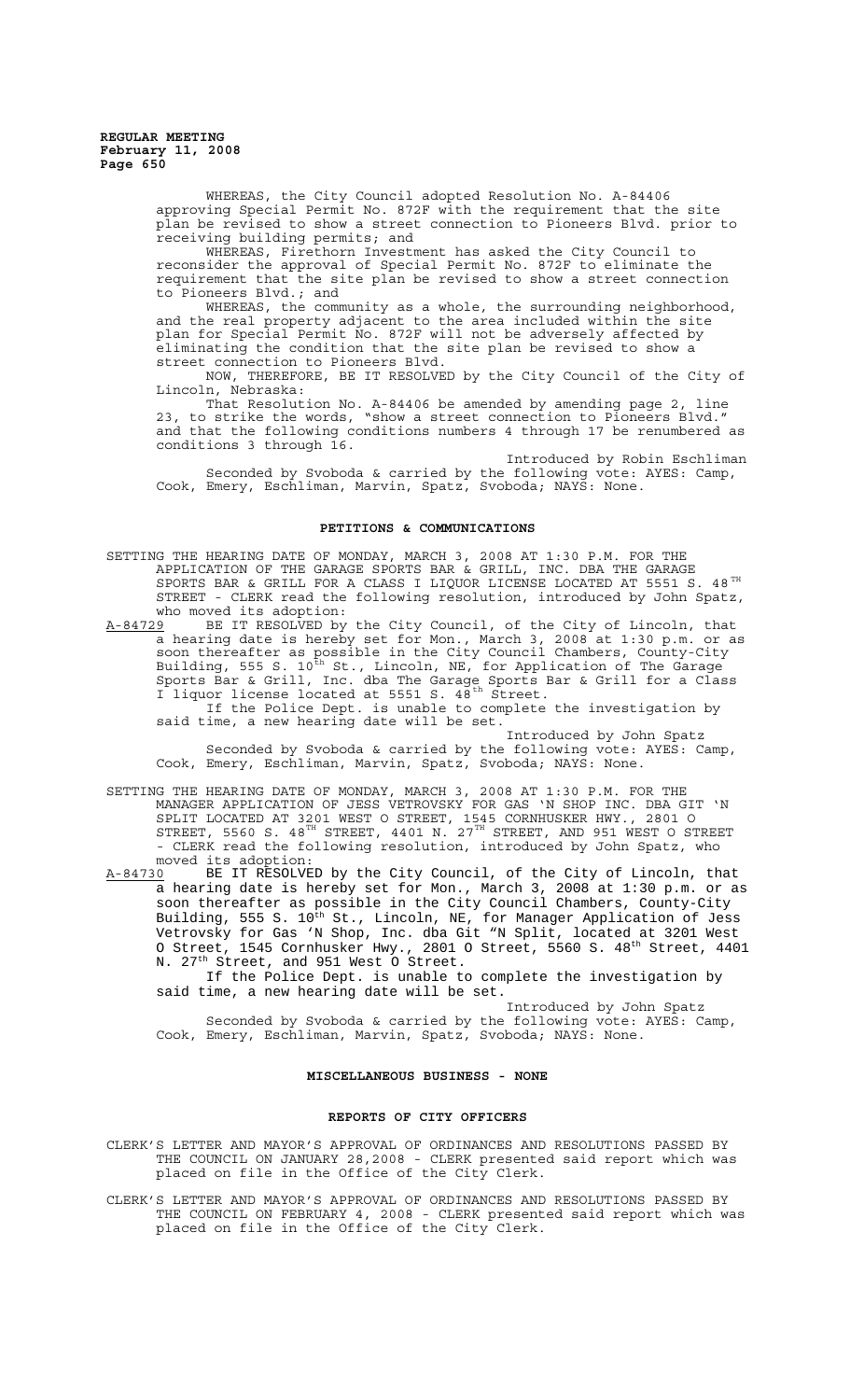WHEREAS, the City Council adopted Resolution No. A-84406 approving Special Permit No. 872F with the requirement that the site plan be revised to show a street connection to Pioneers Blvd. prior to receiving building permits; and

WHEREAS, Firethorn Investment has asked the City Council to reconsider the approval of Special Permit No. 872F to eliminate the requirement that the site plan be revised to show a street connection to Pioneers Blvd.; and

WHEREAS, the community as a whole, the surrounding neighborhood, and the real property adjacent to the area included within the site plan for Special Permit No. 872F will not be adversely affected by eliminating the condition that the site plan be revised to show a street connection to Pioneers Blvd.

NOW, THEREFORE, BE IT RESOLVED by the City Council of the City of Lincoln, Nebraska:

That Resolution No. A-84406 be amended by amending page 2, line 23, to strike the words, "show a street connection to Pioneers Blvd." and that the following conditions numbers 4 through 17 be renumbered as conditions 3 through 16.

Introduced by Robin Eschliman

Seconded by Svoboda & carried by the following vote: AYES: Camp, Cook, Emery, Eschliman, Marvin, Spatz, Svoboda; NAYS: None.

## PETITIONS & COMMUNICATIONS

SETTING THE HEARING DATE OF MONDAY, MARCH 3, 2008 AT 1:30 P.M. FOR THE APPLICATION OF THE GARAGE SPORTS BAR & GRILL, INC. DBA THE GARAGE SPORTS BAR & GRILL FOR A CLASS I LIQUOR LICENSE LOCATED AT 5551 S. 48TH STREET - CLERK read the following resolution, introduced by John Spatz, who moved its adoption:

A-84729 BE IT RESOLVED by the City Council, of the City of Lincoln, that a hearing date is hereby set for Mon., March 3, 2008 at 1:30 p.m. or as soon thereafter as possible in the City Council Chambers, County-City Building, 555 S. 10th St., Lincoln, NE, for Application of The Garage Sports Bar & Grill, Inc. dba The Garage Sports Bar & Grill for a Class I liquor license located at 5551 S. 48th Street.

If the Police Dept. is unable to complete the investigation by said time, a new hearing date will be set.

Introduced by John Spatz

Seconded by Svoboda & carried by the following vote: AYES: Camp, Cook, Emery, Eschliman, Marvin, Spatz, Svoboda; NAYS: None.

SETTING THE HEARING DATE OF MONDAY, MARCH 3, 2008 AT 1:30 P.M. FOR THE MANAGER APPLICATION OF JESS VETROVSKY FOR GAS 'N SHOP INC. DBA GIT 'N SPLIT LOCATED AT 3201 WEST O STREET, 1545 CORNHUSKER HWY., 2801 O STREET, 5560 S. 48TH STREET, 4401 N. 27TH STREET, AND 951 WEST O STREET - CLERK read the following resolution, introduced by John Spatz, who moved its adoption:

A-84730 BE IT RESOLVED by the City Council, of the City of Lincoln, that a hearing date is hereby set for Mon., March 3, 2008 at 1:30 p.m. or as soon thereafter as possible in the City Council Chambers, County-City Building, 555 S. 10th St., Lincoln, NE, for Manager Application of Jess Vetrovsky for Gas 'N Shop, Inc. dba Git "N Split, located at 3201 West O Street, 1545 Cornhusker Hwy., 2801 O Street, 5560 S. 48th Street, 4401 N. 27th Street, and 951 West O Street.

If the Police Dept. is unable to complete the investigation by said time, a new hearing date will be set.

Introduced by John Spatz

Seconded by Svoboda & carried by the following vote: AYES: Camp, Cook, Emery, Eschliman, Marvin, Spatz, Svoboda; NAYS: None.

## MISCELLANEOUS BUSINESS - NONE

## REPORTS OF CITY OFFICERS

CLERK'S LETTER AND MAYOR'S APPROVAL OF ORDINANCES AND RESOLUTIONS PASSED BY THE COUNCIL ON JANUARY 28,2008 - CLERK presented said report which was placed on file in the Office of the City Clerk.

CLERK'S LETTER AND MAYOR'S APPROVAL OF ORDINANCES AND RESOLUTIONS PASSED BY THE COUNCIL ON FEBRUARY 4, 2008 - CLERK presented said report which was placed on file in the Office of the City Clerk.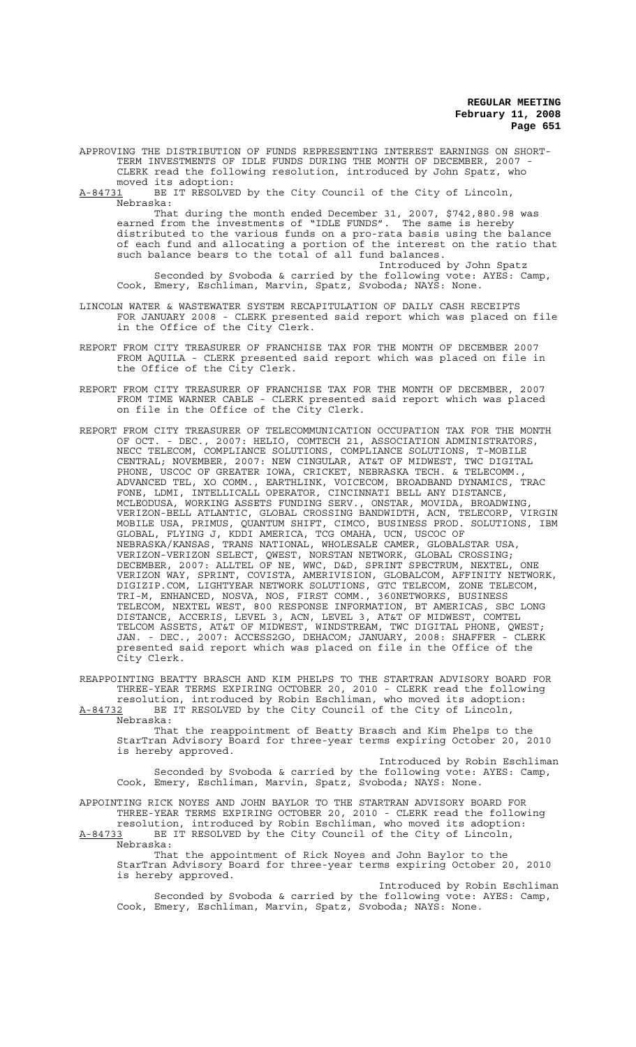APPROVING THE DISTRIBUTION OF FUNDS REPRESENTING INTEREST EARNINGS ON SHORT-TERM INVESTMENTS OF IDLE FUNDS DURING THE MONTH OF DECEMBER, 2007 - CLERK read the following resolution, introduced by John Spatz, who moved its adoption:

A-84731 BE IT RESOLVED by the City Council of the City of Lincoln, Nebraska:

That during the month ended December 31, 2007, $742,880.98 was earned from the investments of "IDLE FUNDS". The same is hereby distributed to the various funds on a pro-rata basis using the balance of each fund and allocating a portion of the interest on the ratio that such balance bears to the total of all fund balances.

Introduced by John Spatz

Seconded by Svoboda & carried by the following vote: AYES: Camp, Cook, Emery, Eschliman, Marvin, Spatz, Svoboda; NAYS: None.

LINCOLN WATER & WASTEWATER SYSTEM RECAPITULATION OF DAILY CASH RECEIPTS FOR JANUARY 2008 - CLERK presented said report which was placed on file in the Office of the City Clerk.

REPORT FROM CITY TREASURER OF FRANCHISE TAX FOR THE MONTH OF DECEMBER 2007 FROM AQUILA - CLERK presented said report which was placed on file in the Office of the City Clerk.

REPORT FROM CITY TREASURER OF FRANCHISE TAX FOR THE MONTH OF DECEMBER, 2007 FROM TIME WARNER CABLE - CLERK presented said report which was placed on file in the Office of the City Clerk.

REPORT FROM CITY TREASURER OF TELECOMMUNICATION OCCUPATION TAX FOR THE MONTH OF OCT. - DEC., 2007: HELIO, COMTECH 21, ASSOCIATION ADMINISTRATORS, NECC TELECOM, COMPLIANCE SOLUTIONS, COMPLIANCE SOLUTIONS, T-MOBILE CENTRAL; NOVEMBER, 2007: NEW CINGULAR, AT&T OF MIDWEST, TWC DIGITAL PHONE, USCOC OF GREATER IOWA, CRICKET, NEBRASKA TECH. & TELECOMM., ADVANCED TEL, XO COMM., EARTHLINK, VOICECOM, BROADBAND DYNAMICS, TRAC FONE, LDMI, INTELLICALL OPERATOR, CINCINNATI BELL ANY DISTANCE, MCLEODUSA, WORKING ASSETS FUNDING SERV., ONSTAR, MOVIDA, BROADWING, VERIZON-BELL ATLANTIC, GLOBAL CROSSING BANDWIDTH, ACN, TELECORP, VIRGIN MOBILE USA, PRIMUS, QUANTUM SHIFT, CIMCO, BUSINESS PROD. SOLUTIONS, IBM GLOBAL, FLYING J, KDDI AMERICA, TCG OMAHA, UCN, USCOC OF NEBRASKA/KANSAS, TRANS NATIONAL, WHOLESALE CAMER, GLOBALSTAR USA, VERIZON-VERIZON SELECT, QWEST, NORSTAN NETWORK, GLOBAL CROSSING; DECEMBER, 2007: ALLTEL OF NE, WWC, D&D, SPRINT SPECTRUM, NEXTEL, ONE VERIZON WAY, SPRINT, COVISTA, AMERIVISION, GLOBALCOM, AFFINITY NETWORK, DIGIZIP.COM, LIGHTYEAR NETWORK SOLUTIONS, GTC TELECOM, ZONE TELECOM, TRI-M, ENHANCED, NOSVA, NOS, FIRST COMM., 360NETWORKS, BUSINESS TELECOM, NEXTEL WEST, 800 RESPONSE INFORMATION, BT AMERICAS, SBC LONG DISTANCE, ACCERIS, LEVEL 3, ACN, LEVEL 3, AT&T OF MIDWEST, COMTEL TELCOM ASSETS, AT&T OF MIDWEST, WINDSTREAM, TWC DIGITAL PHONE, QWEST; JAN. - DEC., 2007: ACCESS2GO, DEHACOM; JANUARY, 2008: SHAFFER - CLERK presented said report which was placed on file in the Office of the City Clerk.

REAPPOINTING BEATTY BRASCH AND KIM PHELPS TO THE STARTRAN ADVISORY BOARD FOR THREE-YEAR TERMS EXPIRING OCTOBER 20, 2010 - CLERK read the following resolution, introduced by Robin Eschliman, who moved its adoption:

A-84732 BE IT RESOLVED by the City Council of the City of Lincoln, Nebraska:

That the reappointment of Beatty Brasch and Kim Phelps to the StarTran Advisory Board for three-year terms expiring October 20, 2010 is hereby approved.

Introduced by Robin Eschliman

Seconded by Svoboda & carried by the following vote: AYES: Camp, Cook, Emery, Eschliman, Marvin, Spatz, Svoboda; NAYS: None.

APPOINTING RICK NOYES AND JOHN BAYLOR TO THE STARTRAN ADVISORY BOARD FOR THREE-YEAR TERMS EXPIRING OCTOBER 20, 2010 - CLERK read the following resolution, introduced by Robin Eschliman, who moved its adoption:

A-84733 BE IT RESOLVED by the City Council of the City of Lincoln, Nebraska:

That the appointment of Rick Noyes and John Baylor to the StarTran Advisory Board for three-year terms expiring October 20, 2010 is hereby approved.

Introduced by Robin Eschliman

Seconded by Svoboda & carried by the following vote: AYES: Camp, Cook, Emery, Eschliman, Marvin, Spatz, Svoboda; NAYS: None.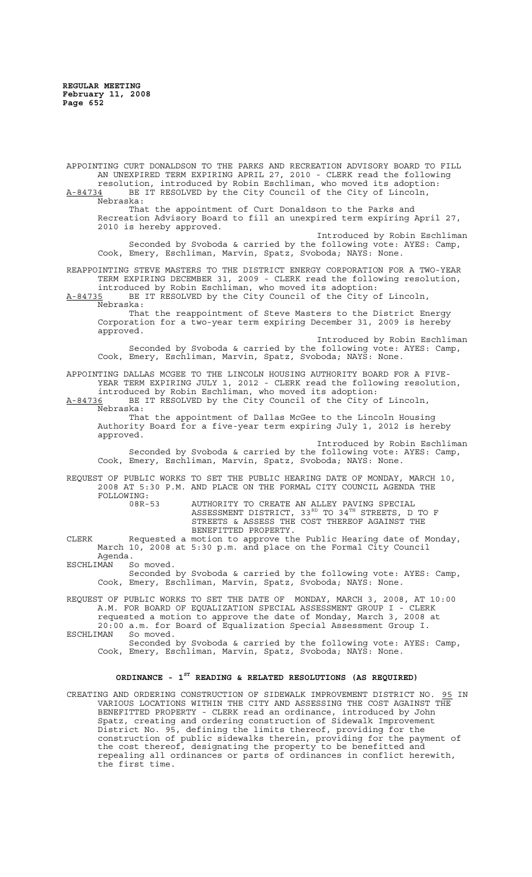APPOINTING CURT DONALDSON TO THE PARKS AND RECREATION ADVISORY BOARD TO FILL AN UNEXPIRED TERM EXPIRING APRIL 27, 2010 - CLERK read the following resolution, introduced by Robin Eschliman, who moved its adoption:

A-84734 BE IT RESOLVED by the City Council of the City of Lincoln, Nebraska:

That the appointment of Curt Donaldson to the Parks and Recreation Advisory Board to fill an unexpired term expiring April 27, 2010 is hereby approved.

Introduced by Robin Eschliman

Seconded by Svoboda & carried by the following vote: AYES: Camp, Cook, Emery, Eschliman, Marvin, Spatz, Svoboda; NAYS: None.

REAPPOINTING STEVE MASTERS TO THE DISTRICT ENERGY CORPORATION FOR A TWO-YEAR TERM EXPIRING DECEMBER 31, 2009 - CLERK read the following resolution, introduced by Robin Eschliman, who moved its adoption:

A-84735 BE IT RESOLVED by the City Council of the City of Lincoln, Nebraska:

That the reappointment of Steve Masters to the District Energy Corporation for a two-year term expiring December 31, 2009 is hereby approved.

Introduced by Robin Eschliman

Seconded by Svoboda & carried by the following vote: AYES: Camp, Cook, Emery, Eschliman, Marvin, Spatz, Svoboda; NAYS: None.

APPOINTING DALLAS MCGEE TO THE LINCOLN HOUSING AUTHORITY BOARD FOR A FIVE-YEAR TERM EXPIRING JULY 1, 2012 - CLERK read the following resolution, introduced by Robin Eschliman, who moved its adoption:

A-84736 BE IT RESOLVED by the City Council of the City of Lincoln, Nebraska:

That the appointment of Dallas McGee to the Lincoln Housing Authority Board for a five-year term expiring July 1, 2012 is hereby approved.

Introduced by Robin Eschliman

Seconded by Svoboda & carried by the following vote: AYES: Camp, Cook, Emery, Eschliman, Marvin, Spatz, Svoboda; NAYS: None.

REQUEST OF PUBLIC WORKS TO SET THE PUBLIC HEARING DATE OF MONDAY, MARCH 10, 2008 AT 5:30 P.M. AND PLACE ON THE FORMAL CITY COUNCIL AGENDA THE FOLLOWING:

08R-53 AUTHORITY TO CREATE AN ALLEY PAVING SPECIAL ASSESSMENT DISTRICT, 33RD TO 34TH STREETS, D TO F STREETS & ASSESS THE COST THEREOF AGAINST THE BENEFITTED PROPERTY.

CLERK Requested a motion to approve the Public Hearing date of Monday, March 10, 2008 at 5:30 p.m. and place on the Formal City Council Agenda.

ESCHLIMAN So moved.

Seconded by Svoboda & carried by the following vote: AYES: Camp, Cook, Emery, Eschliman, Marvin, Spatz, Svoboda; NAYS: None.

REQUEST OF PUBLIC WORKS TO SET THE DATE OF MONDAY, MARCH 3, 2008, AT 10:00 A.M. FOR BOARD OF EQUALIZATION SPECIAL ASSESSMENT GROUP I - CLERK requested a motion to approve the date of Monday, March 3, 2008 at 20:00 a.m. for Board of Equalization Special Assessment Group I.

ESCHLIMAN So moved.

Seconded by Svoboda & carried by the following vote: AYES: Camp, Cook, Emery, Eschliman, Marvin, Spatz, Svoboda; NAYS: None.

## ORDINANCE - 1ST READING & RELATED RESOLUTIONS (AS REQUIRED)

CREATING AND ORDERING CONSTRUCTION OF SIDEWALK IMPROVEMENT DISTRICT NO. 95 IN VARIOUS LOCATIONS WITHIN THE CITY AND ASSESSING THE COST AGAINST THE BENEFITTED PROPERTY - CLERK read an ordinance, introduced by John Spatz, creating and ordering construction of Sidewalk Improvement District No. 95, defining the limits thereof, providing for the construction of public sidewalks therein, providing for the payment of the cost thereof, designating the property to be benefitted and repealing all ordinances or parts of ordinances in conflict herewith, the first time.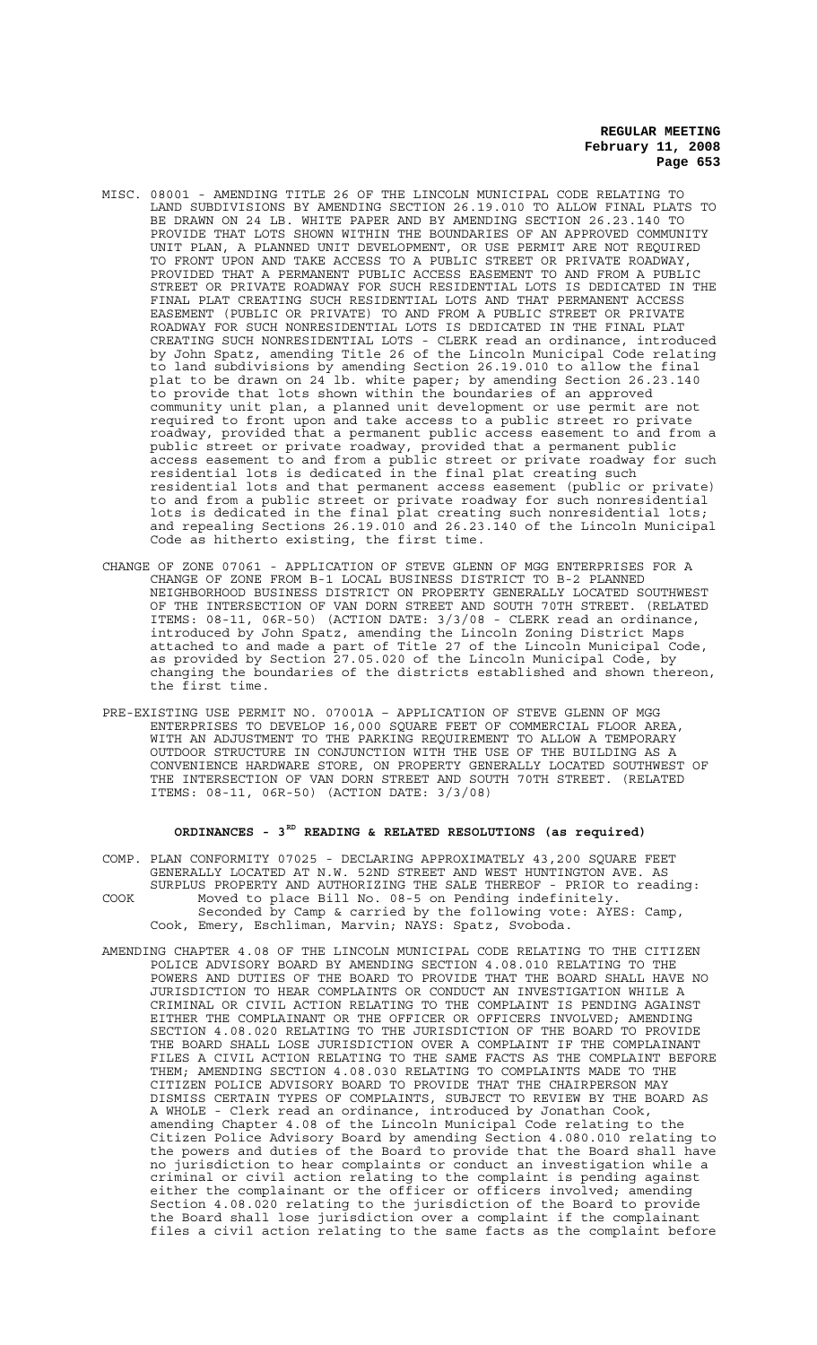MISC. 08001 - AMENDING TITLE 26 OF THE LINCOLN MUNICIPAL CODE RELATING TO LAND SUBDIVISIONS BY AMENDING SECTION 26.19.010 TO ALLOW FINAL PLATS TO BE DRAWN ON 24 LB. WHITE PAPER AND BY AMENDING SECTION 26.23.140 TO PROVIDE THAT LOTS SHOWN WITHIN THE BOUNDARIES OF AN APPROVED COMMUNITY UNIT PLAN, A PLANNED UNIT DEVELOPMENT, OR USE PERMIT ARE NOT REQUIRED TO FRONT UPON AND TAKE ACCESS TO A PUBLIC STREET OR PRIVATE ROADWAY, PROVIDED THAT A PERMANENT PUBLIC ACCESS EASEMENT TO AND FROM A PUBLIC STREET OR PRIVATE ROADWAY FOR SUCH RESIDENTIAL LOTS IS DEDICATED IN THE FINAL PLAT CREATING SUCH RESIDENTIAL LOTS AND THAT PERMANENT ACCESS EASEMENT (PUBLIC OR PRIVATE) TO AND FROM A PUBLIC STREET OR PRIVATE ROADWAY FOR SUCH NONRESIDENTIAL LOTS IS DEDICATED IN THE FINAL PLAT CREATING SUCH NONRESIDENTIAL LOTS - CLERK read an ordinance, introduced by John Spatz, amending Title 26 of the Lincoln Municipal Code relating to land subdivisions by amending Section 26.19.010 to allow the final plat to be drawn on 24 lb. white paper; by amending Section 26.23.140 to provide that lots shown within the boundaries of an approved community unit plan, a planned unit development or use permit are not required to front upon and take access to a public street ro private roadway, provided that a permanent public access easement to and from a public street or private roadway, provided that a permanent public access easement to and from a public street or private roadway for such residential lots is dedicated in the final plat creating such residential lots and that permanent access easement (public or private) to and from a public street or private roadway for such nonresidential lots is dedicated in the final plat creating such nonresidential lots; and repealing Sections 26.19.010 and 26.23.140 of the Lincoln Municipal Code as hitherto existing, the first time.

CHANGE OF ZONE 07061 - APPLICATION OF STEVE GLENN OF MGG ENTERPRISES FOR A CHANGE OF ZONE FROM B-1 LOCAL BUSINESS DISTRICT TO B-2 PLANNED NEIGHBORHOOD BUSINESS DISTRICT ON PROPERTY GENERALLY LOCATED SOUTHWEST OF THE INTERSECTION OF VAN DORN STREET AND SOUTH 70TH STREET. (RELATED ITEMS: 08-11, 06R-50) (ACTION DATE: 3/3/08 - CLERK read an ordinance, introduced by John Spatz, amending the Lincoln Zoning District Maps attached to and made a part of Title 27 of the Lincoln Municipal Code, as provided by Section 27.05.020 of the Lincoln Municipal Code, by changing the boundaries of the districts established and shown thereon, the first time.

PRE-EXISTING USE PERMIT NO. 07001A – APPLICATION OF STEVE GLENN OF MGG ENTERPRISES TO DEVELOP 16,000 SQUARE FEET OF COMMERCIAL FLOOR AREA, WITH AN ADJUSTMENT TO THE PARKING REQUIREMENT TO ALLOW A TEMPORARY OUTDOOR STRUCTURE IN CONJUNCTION WITH THE USE OF THE BUILDING AS A CONVENIENCE HARDWARE STORE, ON PROPERTY GENERALLY LOCATED SOUTHWEST OF THE INTERSECTION OF VAN DORN STREET AND SOUTH 70TH STREET. (RELATED ITEMS: 08-11, 06R-50) (ACTION DATE: 3/3/08)

## ORDINANCES - 3RD READING & RELATED RESOLUTIONS (as required)

COMP. PLAN CONFORMITY 07025 - DECLARING APPROXIMATELY 43,200 SQUARE FEET GENERALLY LOCATED AT N.W. 52ND STREET AND WEST HUNTINGTON AVE. AS SURPLUS PROPERTY AND AUTHORIZING THE SALE THEREOF - PRIOR to reading:

COOK Moved to place Bill No. 08-5 on Pending indefinitely.
Seconded by Camp & carried by the following vote: AYES: Camp, Cook, Emery, Eschliman, Marvin; NAYS: Spatz, Svoboda.

AMENDING CHAPTER 4.08 OF THE LINCOLN MUNICIPAL CODE RELATING TO THE CITIZEN POLICE ADVISORY BOARD BY AMENDING SECTION 4.08.010 RELATING TO THE POWERS AND DUTIES OF THE BOARD TO PROVIDE THAT THE BOARD SHALL HAVE NO JURISDICTION TO HEAR COMPLAINTS OR CONDUCT AN INVESTIGATION WHILE A CRIMINAL OR CIVIL ACTION RELATING TO THE COMPLAINT IS PENDING AGAINST EITHER THE COMPLAINANT OR THE OFFICER OR OFFICERS INVOLVED; AMENDING SECTION 4.08.020 RELATING TO THE JURISDICTION OF THE BOARD TO PROVIDE THE BOARD SHALL LOSE JURISDICTION OVER A COMPLAINT IF THE COMPLAINANT FILES A CIVIL ACTION RELATING TO THE SAME FACTS AS THE COMPLAINT BEFORE THEM; AMENDING SECTION 4.08.030 RELATING TO COMPLAINTS MADE TO THE CITIZEN POLICE ADVISORY BOARD TO PROVIDE THAT THE CHAIRPERSON MAY DISMISS CERTAIN TYPES OF COMPLAINTS, SUBJECT TO REVIEW BY THE BOARD AS A WHOLE - Clerk read an ordinance, introduced by Jonathan Cook, amending Chapter 4.08 of the Lincoln Municipal Code relating to the Citizen Police Advisory Board by amending Section 4.080.010 relating to the powers and duties of the Board to provide that the Board shall have no jurisdiction to hear complaints or conduct an investigation while a criminal or civil action relating to the complaint is pending against either the complainant or the officer or officers involved; amending Section 4.08.020 relating to the jurisdiction of the Board to provide the Board shall lose jurisdiction over a complaint if the complainant files a civil action relating to the same facts as the complaint before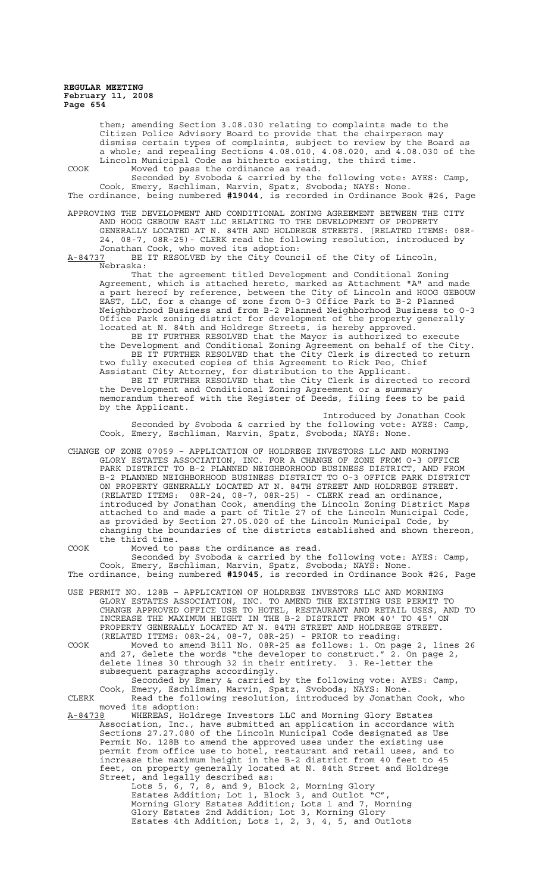them; amending Section 3.08.030 relating to complaints made to the Citizen Police Advisory Board to provide that the chairperson may dismiss certain types of complaints, subject to review by the Board as a whole; and repealing Sections 4.08.010, 4.08.020, and 4.08.030 of the Lincoln Municipal Code as hitherto existing, the third time.

COOK Moved to pass the ordinance as read.

Seconded by Svoboda & carried by the following vote: AYES: Camp, Cook, Emery, Eschliman, Marvin, Spatz, Svoboda; NAYS: None.

The ordinance, being numbered **#19044**, is recorded in Ordinance Book #26, Page

APPROVING THE DEVELOPMENT AND CONDITIONAL ZONING AGREEMENT BETWEEN THE CITY AND HOOG GEBOUW EAST LLC RELATING TO THE DEVELOPMENT OF PROPERTY GENERALLY LOCATED AT N. 84TH AND HOLDREGE STREETS. (RELATED ITEMS: 08R-24, 08-7, 08R-25)- CLERK read the following resolution, introduced by Jonathan Cook, who moved its adoption:

A-84737 BE IT RESOLVED by the City Council of the City of Lincoln, Nebraska:

That the agreement titled Development and Conditional Zoning Agreement, which is attached hereto, marked as Attachment "A" and made a part hereof by reference, between the City of Lincoln and HOOG GEBOUW EAST, LLC, for a change of zone from O-3 Office Park to B-2 Planned Neighborhood Business and from B-2 Planned Neighborhood Business to O-3 Office Park zoning district for development of the property generally located at N. 84th and Holdrege Streets, is hereby approved.

BE IT FURTHER RESOLVED that the Mayor is authorized to execute the Development and Conditional Zoning Agreement on behalf of the City.

BE IT FURTHER RESOLVED that the City Clerk is directed to return two fully executed copies of this Agreement to Rick Peo, Chief Assistant City Attorney, for distribution to the Applicant.

BE IT FURTHER RESOLVED that the City Clerk is directed to record the Development and Conditional Zoning Agreement or a summary memorandum thereof with the Register of Deeds, filing fees to be paid by the Applicant.

Introduced by Jonathan Cook

Seconded by Svoboda & carried by the following vote: AYES: Camp, Cook, Emery, Eschliman, Marvin, Spatz, Svoboda; NAYS: None.

CHANGE OF ZONE 07059 – APPLICATION OF HOLDREGE INVESTORS LLC AND MORNING GLORY ESTATES ASSOCIATION, INC. FOR A CHANGE OF ZONE FROM O-3 OFFICE PARK DISTRICT TO B-2 PLANNED NEIGHBORHOOD BUSINESS DISTRICT, AND FROM B-2 PLANNED NEIGHBORHOOD BUSINESS DISTRICT TO O-3 OFFICE PARK DISTRICT ON PROPERTY GENERALLY LOCATED AT N. 84TH STREET AND HOLDREGE STREET. (RELATED ITEMS: 08R-24, 08-7, 08R-25) - CLERK read an ordinance, introduced by Jonathan Cook, amending the Lincoln Zoning District Maps attached to and made a part of Title 27 of the Lincoln Municipal Code, as provided by Section 27.05.020 of the Lincoln Municipal Code, by changing the boundaries of the districts established and shown thereon, the third time.

COOK Moved to pass the ordinance as read.

Seconded by Svoboda & carried by the following vote: AYES: Camp, Cook, Emery, Eschliman, Marvin, Spatz, Svoboda; NAYS: None.

The ordinance, being numbered **#19045**, is recorded in Ordinance Book #26, Page

USE PERMIT NO. 128B – APPLICATION OF HOLDREGE INVESTORS LLC AND MORNING GLORY ESTATES ASSOCIATION, INC. TO AMEND THE EXISTING USE PERMIT TO CHANGE APPROVED OFFICE USE TO HOTEL, RESTAURANT AND RETAIL USES, AND TO INCREASE THE MAXIMUM HEIGHT IN THE B-2 DISTRICT FROM 40' TO 45' ON PROPERTY GENERALLY LOCATED AT N. 84TH STREET AND HOLDREGE STREET. (RELATED ITEMS: 08R-24, 08-7, 08R-25) - PRIOR to reading:

COOK Moved to amend Bill No. 08R-25 as follows: 1. On page 2, lines 26 and 27, delete the words "the developer to construct." 2. On page 2, delete lines 30 through 32 in their entirety. 3. Re-letter the subsequent paragraphs accordingly.

Seconded by Emery & carried by the following vote: AYES: Camp, Cook, Emery, Eschliman, Marvin, Spatz, Svoboda; NAYS: None.

CLERK Read the following resolution, introduced by Jonathan Cook, who moved its adoption:

A-84738 WHEREAS, Holdrege Investors LLC and Morning Glory Estates Association, Inc., have submitted an application in accordance with Sections 27.27.080 of the Lincoln Municipal Code designated as Use Permit No. 128B to amend the approved uses under the existing use permit from office use to hotel, restaurant and retail uses, and to increase the maximum height in the B-2 district from 40 feet to 45 feet, on property generally located at N. 84th Street and Holdrege Street, and legally described as:

Lots 5, 6, 7, 8, and 9, Block 2, Morning Glory Estates Addition; Lot 1, Block 3, and Outlot "C", Morning Glory Estates Addition; Lots 1 and 7, Morning Glory Estates 2nd Addition; Lot 3, Morning Glory Estates 4th Addition; Lots 1, 2, 3, 4, 5, and Outlots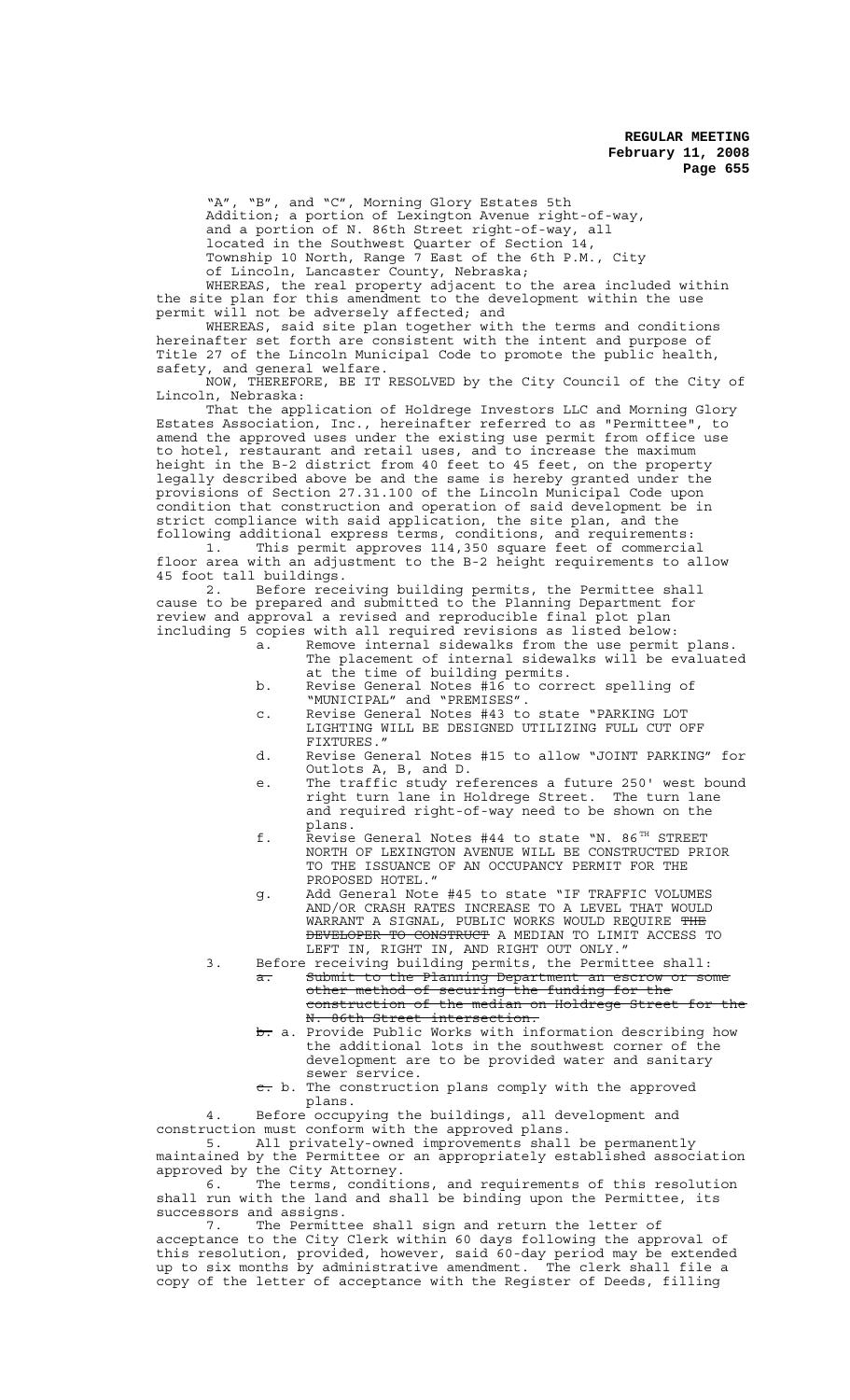"A", "B", and "C", Morning Glory Estates 5th Addition; a portion of Lexington Avenue right-of-way, and a portion of N. 86th Street right-of-way, all located in the Southwest Quarter of Section 14, Township 10 North, Range 7 East of the 6th P.M., City of Lincoln, Lancaster County, Nebraska;

WHEREAS, the real property adjacent to the area included within the site plan for this amendment to the development within the use permit will not be adversely affected; and

WHEREAS, said site plan together with the terms and conditions hereinafter set forth are consistent with the intent and purpose of Title 27 of the Lincoln Municipal Code to promote the public health, safety, and general welfare.

NOW, THEREFORE, BE IT RESOLVED by the City Council of the City of Lincoln, Nebraska:

That the application of Holdrege Investors LLC and Morning Glory Estates Association, Inc., hereinafter referred to as "Permittee", to amend the approved uses under the existing use permit from office use to hotel, restaurant and retail uses, and to increase the maximum height in the B-2 district from 40 feet to 45 feet, on the property legally described above be and the same is hereby granted under the provisions of Section 27.31.100 of the Lincoln Municipal Code upon condition that construction and operation of said development be in strict compliance with said application, the site plan, and the following additional express terms, conditions, and requirements:

1. This permit approves 114,350 square feet of commercial floor area with an adjustment to the B-2 height requirements to allow 45 foot tall buildings.

2. Before receiving building permits, the Permittee shall cause to be prepared and submitted to the Planning Department for review and approval a revised and reproducible final plot plan including 5 copies with all required revisions as listed below:

   a. Remove internal sidewalks from the use permit plans. The placement of internal sidewalks will be evaluated at the time of building permits.
   b. Revise General Notes #16 to correct spelling of "MUNICIPAL" and "PREMISES".
   c. Revise General Notes #43 to state "PARKING LOT LIGHTING WILL BE DESIGNED UTILIZING FULL CUT OFF FIXTURES."
   d. Revise General Notes #15 to allow "JOINT PARKING" for Outlots A, B, and D.
   e. The traffic study references a future 250' west bound right turn lane in Holdrege Street. The turn lane and required right-of-way need to be shown on the plans.
   f. Revise General Notes #44 to state "N. 86TH STREET NORTH OF LEXINGTON AVENUE WILL BE CONSTRUCTED PRIOR TO THE ISSUANCE OF AN OCCUPANCY PERMIT FOR THE PROPOSED HOTEL."
   g. Add General Note #45 to state "IF TRAFFIC VOLUMES AND/OR CRASH RATES INCREASE TO A LEVEL THAT WOULD WARRANT A SIGNAL, PUBLIC WORKS WOULD REQUIRE ~~THE DEVELOPER TO CONSTRUCT~~ A MEDIAN TO LIMIT ACCESS TO LEFT IN, RIGHT IN, AND RIGHT OUT ONLY."

3. Before receiving building permits, the Permittee shall:

   ~~a. Submit to the Planning Department an escrow or some other method of securing the funding for the construction of the median on Holdrege Street for the N. 86th Street intersection.~~
   ~~b.~~ a. Provide Public Works with information describing how the additional lots in the southwest corner of the development are to be provided water and sanitary sewer service.
   ~~c.~~ b. The construction plans comply with the approved plans.

4. Before occupying the buildings, all development and construction must conform with the approved plans.

5. All privately-owned improvements shall be permanently maintained by the Permittee or an appropriately established association approved by the City Attorney.

6. The terms, conditions, and requirements of this resolution shall run with the land and shall be binding upon the Permittee, its successors and assigns.

7. The Permittee shall sign and return the letter of acceptance to the City Clerk within 60 days following the approval of this resolution, provided, however, said 60-day period may be extended up to six months by administrative amendment. The clerk shall file a copy of the letter of acceptance with the Register of Deeds, filling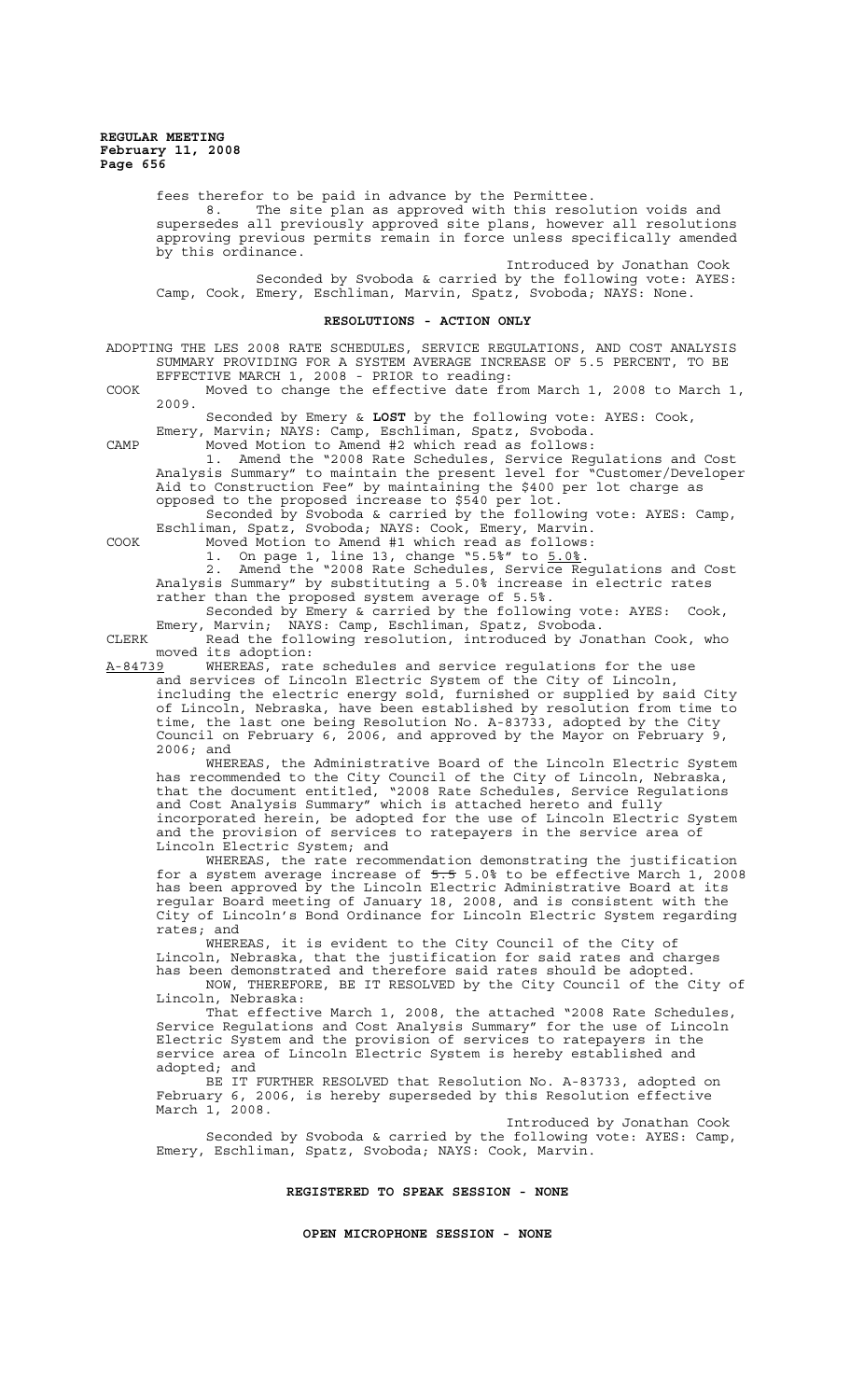fees therefor to be paid in advance by the Permittee.

8. The site plan as approved with this resolution voids and supersedes all previously approved site plans, however all resolutions approving previous permits remain in force unless specifically amended by this ordinance.

Introduced by Jonathan Cook

Seconded by Svoboda & carried by the following vote: AYES: Camp, Cook, Emery, Eschliman, Marvin, Spatz, Svoboda; NAYS: None.

## RESOLUTIONS - ACTION ONLY

ADOPTING THE LES 2008 RATE SCHEDULES, SERVICE REGULATIONS, AND COST ANALYSIS SUMMARY PROVIDING FOR A SYSTEM AVERAGE INCREASE OF 5.5 PERCENT, TO BE EFFECTIVE MARCH 1, 2008 - PRIOR to reading:

COOK Moved to change the effective date from March 1, 2008 to March 1, 2009.

Seconded by Emery & **LOST** by the following vote: AYES: Cook, Emery, Marvin; NAYS: Camp, Eschliman, Spatz, Svoboda.

CAMP Moved Motion to Amend #2 which read as follows:

1. Amend the "2008 Rate Schedules, Service Regulations and Cost Analysis Summary" to maintain the present level for "Customer/Developer Aid to Construction Fee" by maintaining the $400 per lot charge as opposed to the proposed increase to $540 per lot.

Seconded by Svoboda & carried by the following vote: AYES: Camp, Eschliman, Spatz, Svoboda; NAYS: Cook, Emery, Marvin.

COOK Moved Motion to Amend #1 which read as follows:

1. On page 1, line 13, change "5.5%" to <u>5.0%</u>.

2. Amend the "2008 Rate Schedules, Service Regulations and Cost Analysis Summary" by substituting a 5.0% increase in electric rates rather than the proposed system average of 5.5%.

Seconded by Emery & carried by the following vote: AYES: Cook, Emery, Marvin; NAYS: Camp, Eschliman, Spatz, Svoboda.

CLERK Read the following resolution, introduced by Jonathan Cook, who moved its adoption:

<u>A-84739</u> WHEREAS, rate schedules and service regulations for the use and services of Lincoln Electric System of the City of Lincoln, including the electric energy sold, furnished or supplied by said City of Lincoln, Nebraska, have been established by resolution from time to time, the last one being Resolution No. A-83733, adopted by the City Council on February 6, 2006, and approved by the Mayor on February 9, 2006; and

WHEREAS, the Administrative Board of the Lincoln Electric System has recommended to the City Council of the City of Lincoln, Nebraska, that the document entitled, "2008 Rate Schedules, Service Regulations and Cost Analysis Summary" which is attached hereto and fully incorporated herein, be adopted for the use of Lincoln Electric System and the provision of services to ratepayers in the service area of Lincoln Electric System; and

WHEREAS, the rate recommendation demonstrating the justification for a system average increase of ~~5.5~~ 5.0% to be effective March 1, 2008 has been approved by the Lincoln Electric Administrative Board at its regular Board meeting of January 18, 2008, and is consistent with the City of Lincoln's Bond Ordinance for Lincoln Electric System regarding rates; and

WHEREAS, it is evident to the City Council of the City of Lincoln, Nebraska, that the justification for said rates and charges has been demonstrated and therefore said rates should be adopted.

NOW, THEREFORE, BE IT RESOLVED by the City Council of the City of Lincoln, Nebraska:

That effective March 1, 2008, the attached "2008 Rate Schedules, Service Regulations and Cost Analysis Summary" for the use of Lincoln Electric System and the provision of services to ratepayers in the service area of Lincoln Electric System is hereby established and adopted; and

BE IT FURTHER RESOLVED that Resolution No. A-83733, adopted on February 6, 2006, is hereby superseded by this Resolution effective March 1, 2008.

Introduced by Jonathan Cook

Seconded by Svoboda & carried by the following vote: AYES: Camp, Emery, Eschliman, Spatz, Svoboda; NAYS: Cook, Marvin.

## REGISTERED TO SPEAK SESSION - NONE

## OPEN MICROPHONE SESSION - NONE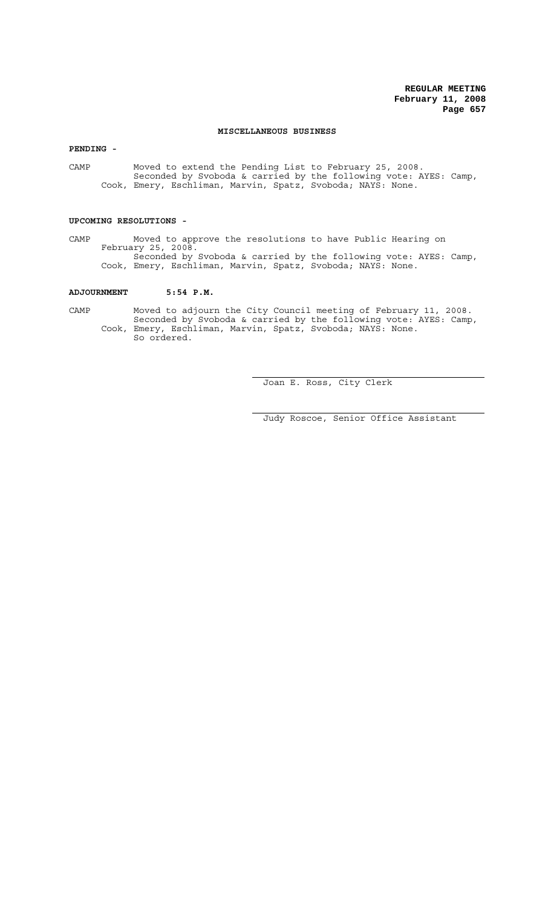## MISCELLANEOUS BUSINESS

**PENDING -**

CAMP Moved to extend the Pending List to February 25, 2008.
Seconded by Svoboda & carried by the following vote: AYES: Camp, Cook, Emery, Eschliman, Marvin, Spatz, Svoboda; NAYS: None.

**UPCOMING RESOLUTIONS -**

CAMP Moved to approve the resolutions to have Public Hearing on February 25, 2008.
Seconded by Svoboda & carried by the following vote: AYES: Camp, Cook, Emery, Eschliman, Marvin, Spatz, Svoboda; NAYS: None.

**ADJOURNMENT 5:54 P.M.**

CAMP Moved to adjourn the City Council meeting of February 11, 2008.
Seconded by Svoboda & carried by the following vote: AYES: Camp, Cook, Emery, Eschliman, Marvin, Spatz, Svoboda; NAYS: None.
So ordered.

Joan E. Ross, City Clerk

Judy Roscoe, Senior Office Assistant